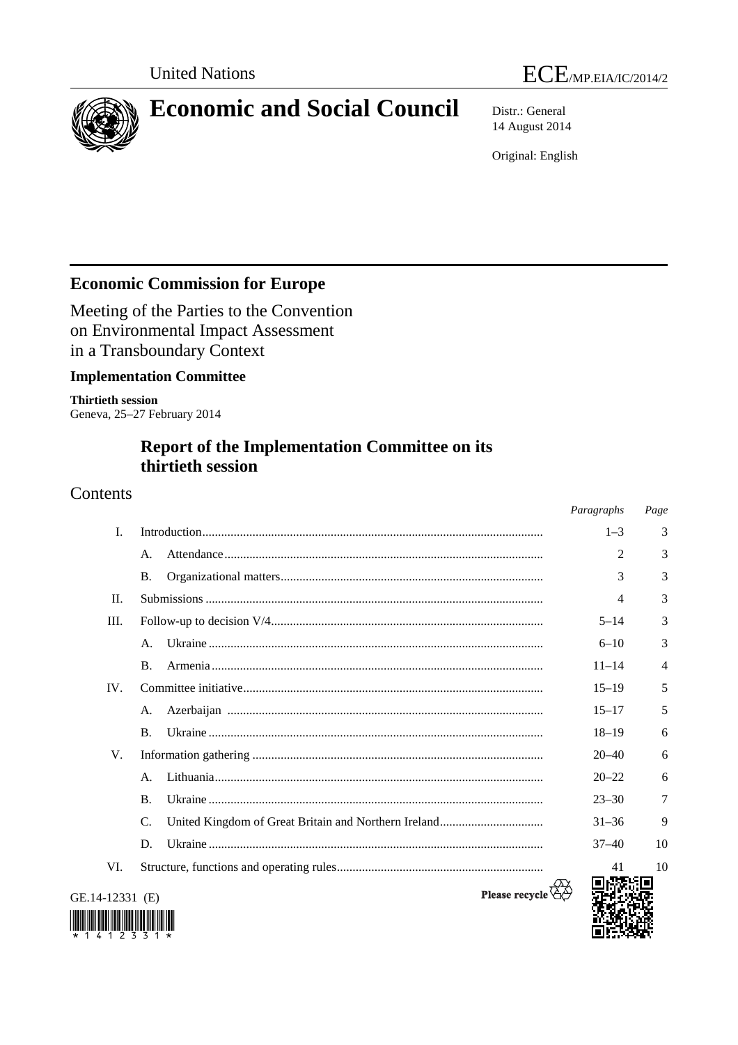United Nations

ECE/MP.EIA/IC/2014/2

# Economic and Social Council

Distr.: General
14 August 2014

Original: English

## Economic Commission for Europe

Meeting of the Parties to the Convention on Environmental Impact Assessment in a Transboundary Context

### Implementation Committee

**Thirtieth session**
Geneva, 25–27 February 2014

## Report of the Implementation Committee on its thirtieth session

## Contents

| | | | *Paragraphs* | *Page* |
|---|---|---|---|---|
| I. | Introduction | | 1–3 | 3 |
| | A. | Attendance | 2 | 3 |
| | B. | Organizational matters | 3 | 3 |
| II. | Submissions | | 4 | 3 |
| III. | Follow-up to decision V/4 | | 5–14 | 3 |
| | A. | Ukraine | 6–10 | 3 |
| | B. | Armenia | 11–14 | 4 |
| IV. | Committee initiative | | 15–19 | 5 |
| | A. | Azerbaijan | 15–17 | 5 |
| | B. | Ukraine | 18–19 | 6 |
| V. | Information gathering | | 20–40 | 6 |
| | A. | Lithuania | 20–22 | 6 |
| | B. | Ukraine | 23–30 | 7 |
| | C. | United Kingdom of Great Britain and Northern Ireland | 31–36 | 9 |
| | D. | Ukraine | 37–40 | 10 |
| VI. | Structure, functions and operating rules | | 41 | 10 |

GE.14-12331 (E)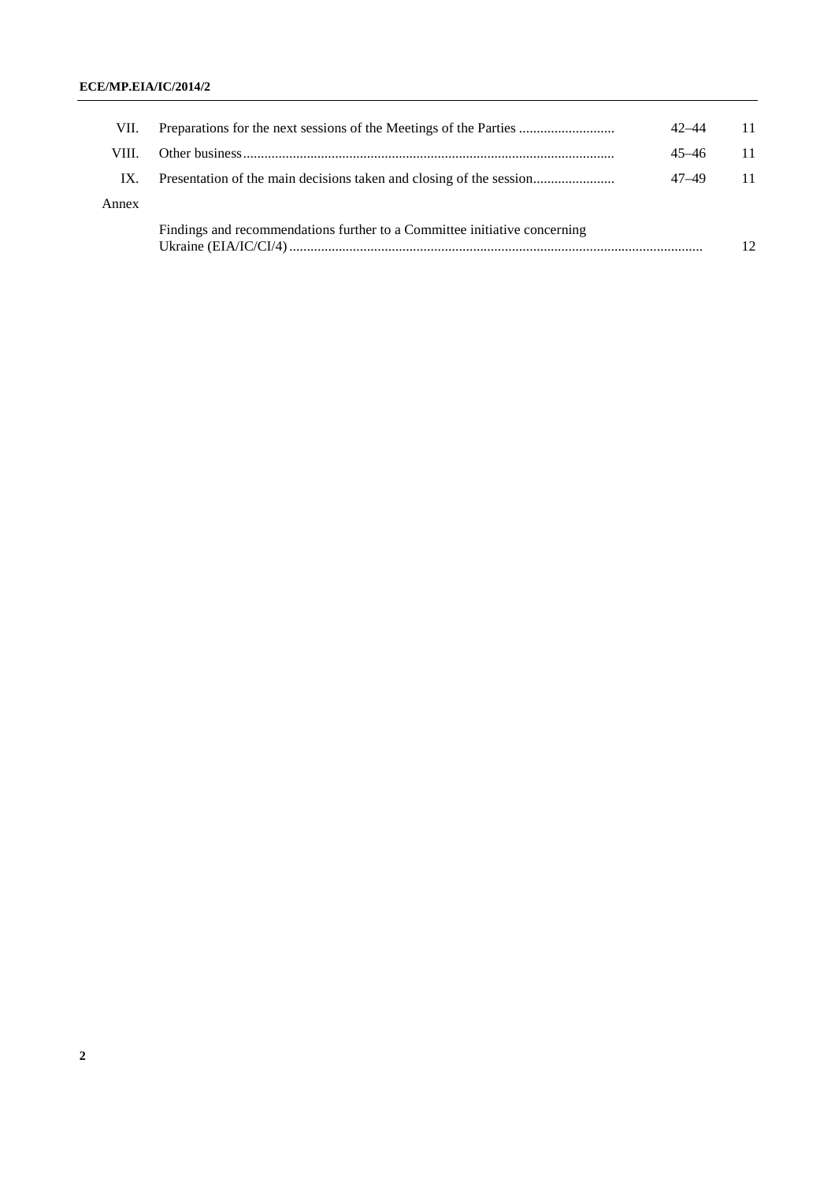| | | | |
|---|---|---|---|
| VII. | Preparations for the next sessions of the Meetings of the Parties | 42–44 | 11 |
| VIII. | Other business | 45–46 | 11 |
| IX. | Presentation of the main decisions taken and closing of the session | 47–49 | 11 |
| Annex | | | |
| | Findings and recommendations further to a Committee initiative concerning Ukraine (EIA/IC/CI/4) | | 12 |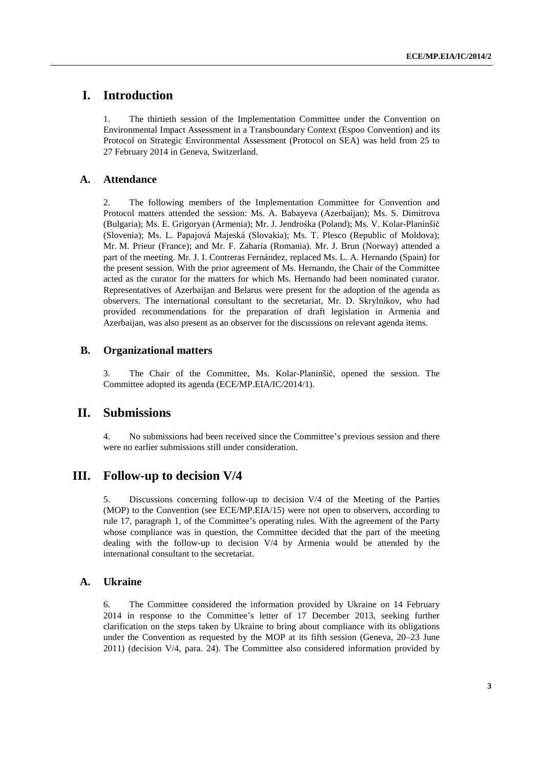# I. Introduction

1. The thirtieth session of the Implementation Committee under the Convention on Environmental Impact Assessment in a Transboundary Context (Espoo Convention) and its Protocol on Strategic Environmental Assessment (Protocol on SEA) was held from 25 to 27 February 2014 in Geneva, Switzerland.

## A. Attendance

2. The following members of the Implementation Committee for Convention and Protocol matters attended the session: Ms. A. Babayeva (Azerbaijan); Ms. S. Dimitrova (Bulgaria); Ms. E. Grigoryan (Armenia); Mr. J. Jendrośka (Poland); Ms. V. Kolar-Planinšič (Slovenia); Ms. L. Papajová Majeská (Slovakia); Ms. T. Plesco (Republic of Moldova); Mr. M. Prieur (France); and Mr. F. Zaharia (Romania). Mr. J. Brun (Norway) attended a part of the meeting. Mr. J. I. Contreras Fernández, replaced Ms. L. A. Hernando (Spain) for the present session. With the prior agreement of Ms. Hernando, the Chair of the Committee acted as the curator for the matters for which Ms. Hernando had been nominated curator. Representatives of Azerbaijan and Belarus were present for the adoption of the agenda as observers. The international consultant to the secretariat, Mr. D. Skrylnikov, who had provided recommendations for the preparation of draft legislation in Armenia and Azerbaijan, was also present as an observer for the discussions on relevant agenda items.

## B. Organizational matters

3. The Chair of the Committee, Ms. Kolar-Planinšič, opened the session. The Committee adopted its agenda (ECE/MP.EIA/IC/2014/1).

# II. Submissions

4. No submissions had been received since the Committee's previous session and there were no earlier submissions still under consideration.

# III. Follow-up to decision V/4

5. Discussions concerning follow-up to decision V/4 of the Meeting of the Parties (MOP) to the Convention (see ECE/MP.EIA/15) were not open to observers, according to rule 17, paragraph 1, of the Committee's operating rules. With the agreement of the Party whose compliance was in question, the Committee decided that the part of the meeting dealing with the follow-up to decision V/4 by Armenia would be attended by the international consultant to the secretariat.

## A. Ukraine

6. The Committee considered the information provided by Ukraine on 14 February 2014 in response to the Committee's letter of 17 December 2013, seeking further clarification on the steps taken by Ukraine to bring about compliance with its obligations under the Convention as requested by the MOP at its fifth session (Geneva, 20–23 June 2011) (decision V/4, para. 24). The Committee also considered information provided by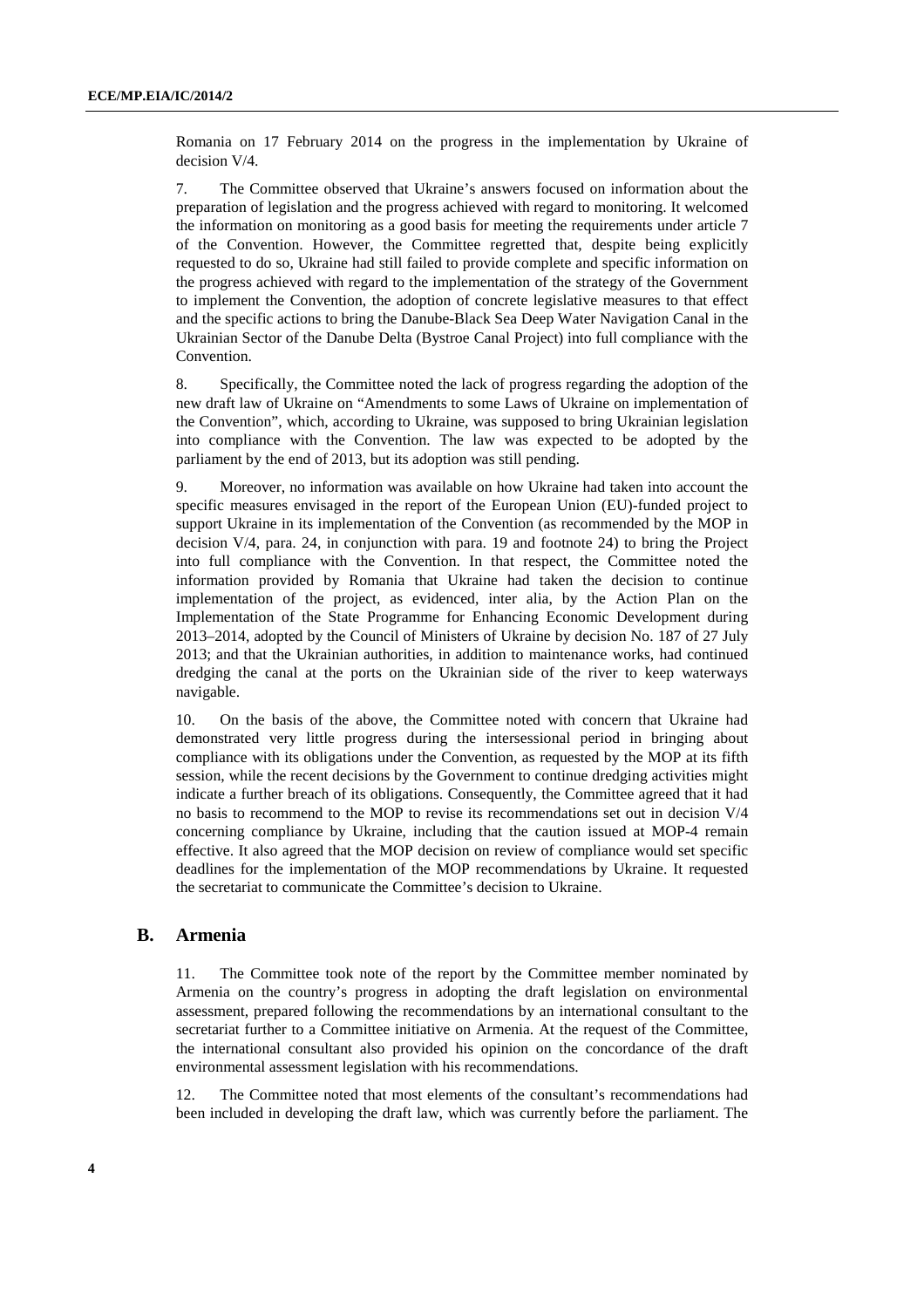Romania on 17 February 2014 on the progress in the implementation by Ukraine of decision V/4.

7. The Committee observed that Ukraine's answers focused on information about the preparation of legislation and the progress achieved with regard to monitoring. It welcomed the information on monitoring as a good basis for meeting the requirements under article 7 of the Convention. However, the Committee regretted that, despite being explicitly requested to do so, Ukraine had still failed to provide complete and specific information on the progress achieved with regard to the implementation of the strategy of the Government to implement the Convention, the adoption of concrete legislative measures to that effect and the specific actions to bring the Danube-Black Sea Deep Water Navigation Canal in the Ukrainian Sector of the Danube Delta (Bystroe Canal Project) into full compliance with the Convention.

8. Specifically, the Committee noted the lack of progress regarding the adoption of the new draft law of Ukraine on "Amendments to some Laws of Ukraine on implementation of the Convention", which, according to Ukraine, was supposed to bring Ukrainian legislation into compliance with the Convention. The law was expected to be adopted by the parliament by the end of 2013, but its adoption was still pending.

9. Moreover, no information was available on how Ukraine had taken into account the specific measures envisaged in the report of the European Union (EU)-funded project to support Ukraine in its implementation of the Convention (as recommended by the MOP in decision V/4, para. 24, in conjunction with para. 19 and footnote 24) to bring the Project into full compliance with the Convention. In that respect, the Committee noted the information provided by Romania that Ukraine had taken the decision to continue implementation of the project, as evidenced, inter alia, by the Action Plan on the Implementation of the State Programme for Enhancing Economic Development during 2013–2014, adopted by the Council of Ministers of Ukraine by decision No. 187 of 27 July 2013; and that the Ukrainian authorities, in addition to maintenance works, had continued dredging the canal at the ports on the Ukrainian side of the river to keep waterways navigable.

10. On the basis of the above, the Committee noted with concern that Ukraine had demonstrated very little progress during the intersessional period in bringing about compliance with its obligations under the Convention, as requested by the MOP at its fifth session, while the recent decisions by the Government to continue dredging activities might indicate a further breach of its obligations. Consequently, the Committee agreed that it had no basis to recommend to the MOP to revise its recommendations set out in decision V/4 concerning compliance by Ukraine, including that the caution issued at MOP-4 remain effective. It also agreed that the MOP decision on review of compliance would set specific deadlines for the implementation of the MOP recommendations by Ukraine. It requested the secretariat to communicate the Committee's decision to Ukraine.

## B. Armenia

11. The Committee took note of the report by the Committee member nominated by Armenia on the country's progress in adopting the draft legislation on environmental assessment, prepared following the recommendations by an international consultant to the secretariat further to a Committee initiative on Armenia. At the request of the Committee, the international consultant also provided his opinion on the concordance of the draft environmental assessment legislation with his recommendations.

12. The Committee noted that most elements of the consultant's recommendations had been included in developing the draft law, which was currently before the parliament. The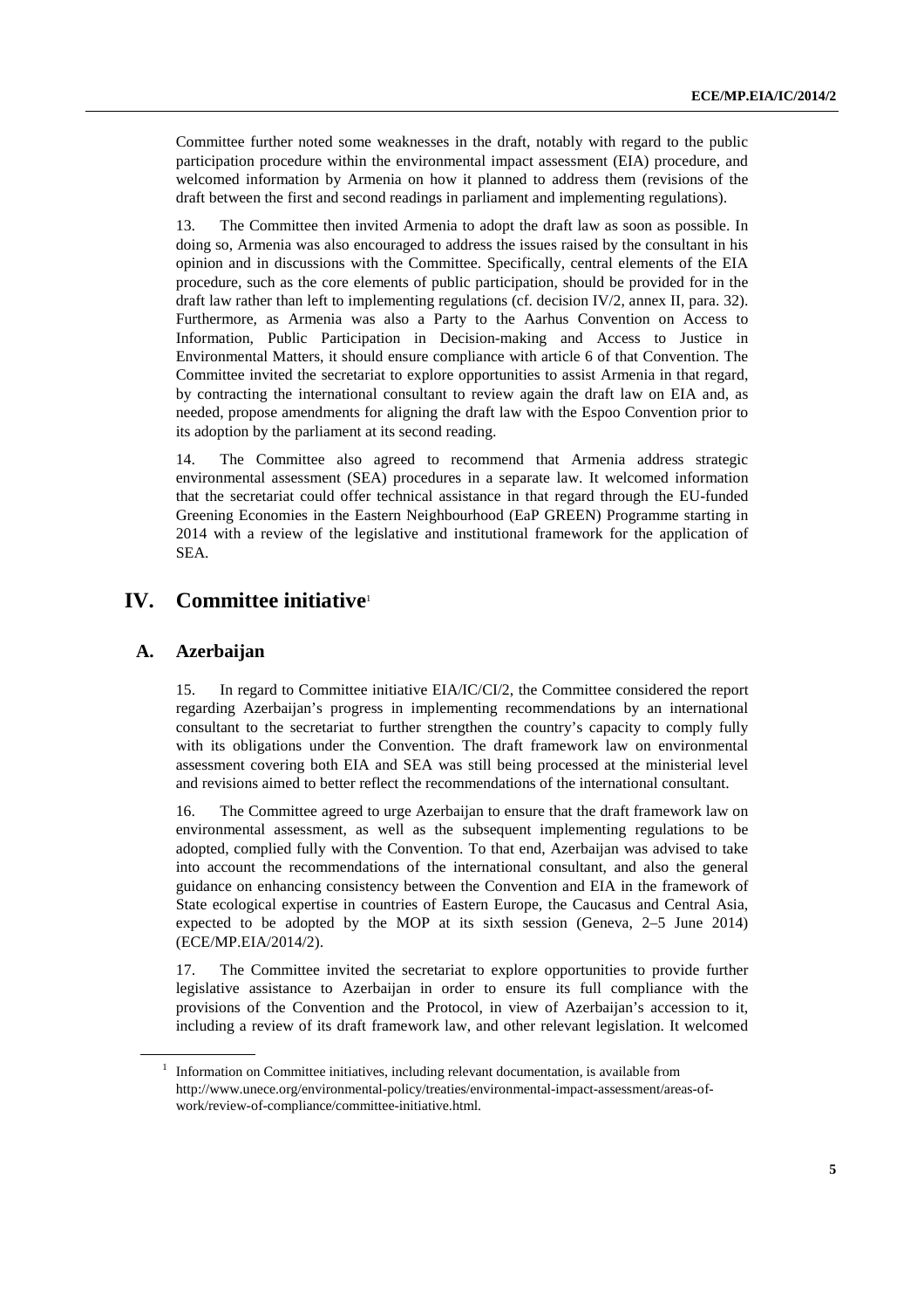Committee further noted some weaknesses in the draft, notably with regard to the public participation procedure within the environmental impact assessment (EIA) procedure, and welcomed information by Armenia on how it planned to address them (revisions of the draft between the first and second readings in parliament and implementing regulations).

13. The Committee then invited Armenia to adopt the draft law as soon as possible. In doing so, Armenia was also encouraged to address the issues raised by the consultant in his opinion and in discussions with the Committee. Specifically, central elements of the EIA procedure, such as the core elements of public participation, should be provided for in the draft law rather than left to implementing regulations (cf. decision IV/2, annex II, para. 32). Furthermore, as Armenia was also a Party to the Aarhus Convention on Access to Information, Public Participation in Decision-making and Access to Justice in Environmental Matters, it should ensure compliance with article 6 of that Convention. The Committee invited the secretariat to explore opportunities to assist Armenia in that regard, by contracting the international consultant to review again the draft law on EIA and, as needed, propose amendments for aligning the draft law with the Espoo Convention prior to its adoption by the parliament at its second reading.

14. The Committee also agreed to recommend that Armenia address strategic environmental assessment (SEA) procedures in a separate law. It welcomed information that the secretariat could offer technical assistance in that regard through the EU-funded Greening Economies in the Eastern Neighbourhood (EaP GREEN) Programme starting in 2014 with a review of the legislative and institutional framework for the application of SEA.

# IV. Committee initiative[1]

## A. Azerbaijan

15. In regard to Committee initiative EIA/IC/CI/2, the Committee considered the report regarding Azerbaijan's progress in implementing recommendations by an international consultant to the secretariat to further strengthen the country's capacity to comply fully with its obligations under the Convention. The draft framework law on environmental assessment covering both EIA and SEA was still being processed at the ministerial level and revisions aimed to better reflect the recommendations of the international consultant.

16. The Committee agreed to urge Azerbaijan to ensure that the draft framework law on environmental assessment, as well as the subsequent implementing regulations to be adopted, complied fully with the Convention. To that end, Azerbaijan was advised to take into account the recommendations of the international consultant, and also the general guidance on enhancing consistency between the Convention and EIA in the framework of State ecological expertise in countries of Eastern Europe, the Caucasus and Central Asia, expected to be adopted by the MOP at its sixth session (Geneva, 2–5 June 2014) (ECE/MP.EIA/2014/2).

17. The Committee invited the secretariat to explore opportunities to provide further legislative assistance to Azerbaijan in order to ensure its full compliance with the provisions of the Convention and the Protocol, in view of Azerbaijan's accession to it, including a review of its draft framework law, and other relevant legislation. It welcomed

[1] Information on Committee initiatives, including relevant documentation, is available from http://www.unece.org/environmental-policy/treaties/environmental-impact-assessment/areas-of-work/review-of-compliance/committee-initiative.html.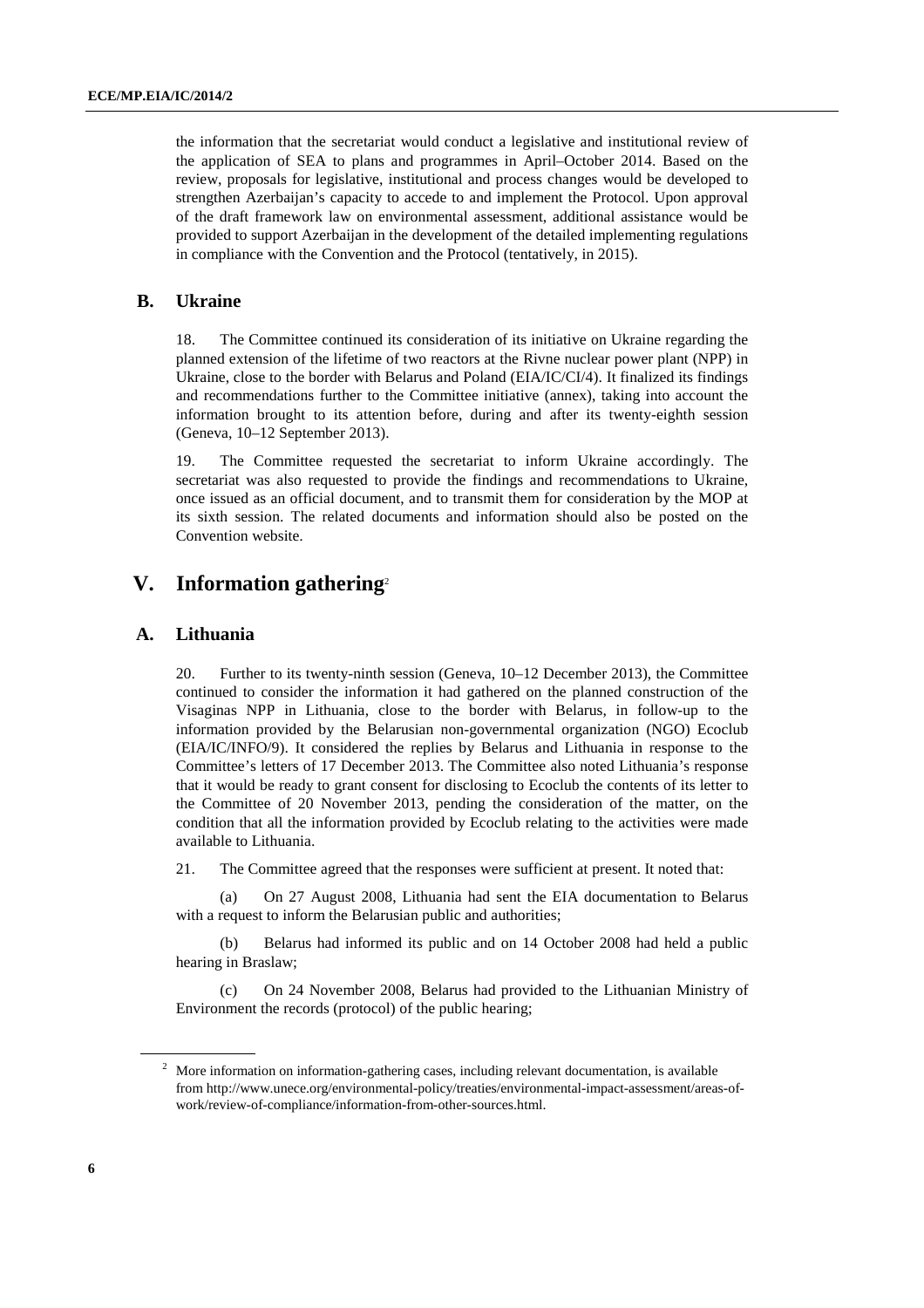the information that the secretariat would conduct a legislative and institutional review of the application of SEA to plans and programmes in April–October 2014. Based on the review, proposals for legislative, institutional and process changes would be developed to strengthen Azerbaijan's capacity to accede to and implement the Protocol. Upon approval of the draft framework law on environmental assessment, additional assistance would be provided to support Azerbaijan in the development of the detailed implementing regulations in compliance with the Convention and the Protocol (tentatively, in 2015).

## B. Ukraine

18. The Committee continued its consideration of its initiative on Ukraine regarding the planned extension of the lifetime of two reactors at the Rivne nuclear power plant (NPP) in Ukraine, close to the border with Belarus and Poland (EIA/IC/CI/4). It finalized its findings and recommendations further to the Committee initiative (annex), taking into account the information brought to its attention before, during and after its twenty-eighth session (Geneva, 10–12 September 2013).

19. The Committee requested the secretariat to inform Ukraine accordingly. The secretariat was also requested to provide the findings and recommendations to Ukraine, once issued as an official document, and to transmit them for consideration by the MOP at its sixth session. The related documents and information should also be posted on the Convention website.

# V. Information gathering[2]

## A. Lithuania

20. Further to its twenty-ninth session (Geneva, 10–12 December 2013), the Committee continued to consider the information it had gathered on the planned construction of the Visaginas NPP in Lithuania, close to the border with Belarus, in follow-up to the information provided by the Belarusian non-governmental organization (NGO) Ecoclub (EIA/IC/INFO/9). It considered the replies by Belarus and Lithuania in response to the Committee's letters of 17 December 2013. The Committee also noted Lithuania's response that it would be ready to grant consent for disclosing to Ecoclub the contents of its letter to the Committee of 20 November 2013, pending the consideration of the matter, on the condition that all the information provided by Ecoclub relating to the activities were made available to Lithuania.

21. The Committee agreed that the responses were sufficient at present. It noted that:

(a) On 27 August 2008, Lithuania had sent the EIA documentation to Belarus with a request to inform the Belarusian public and authorities;

(b) Belarus had informed its public and on 14 October 2008 had held a public hearing in Braslaw;

(c) On 24 November 2008, Belarus had provided to the Lithuanian Ministry of Environment the records (protocol) of the public hearing;

---

[2] More information on information-gathering cases, including relevant documentation, is available from http://www.unece.org/environmental-policy/treaties/environmental-impact-assessment/areas-of-work/review-of-compliance/information-from-other-sources.html.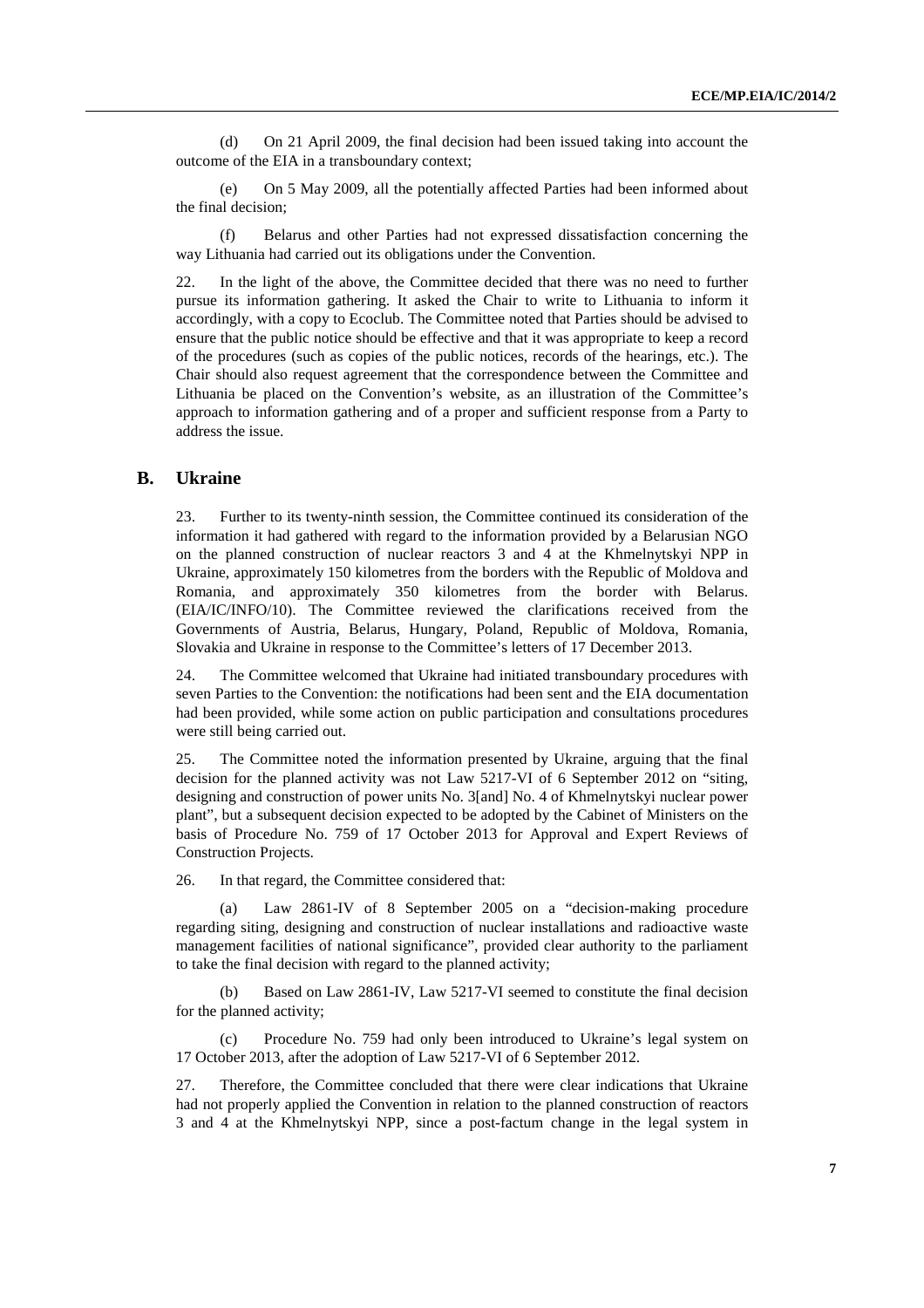(d) On 21 April 2009, the final decision had been issued taking into account the outcome of the EIA in a transboundary context;

(e) On 5 May 2009, all the potentially affected Parties had been informed about the final decision;

(f) Belarus and other Parties had not expressed dissatisfaction concerning the way Lithuania had carried out its obligations under the Convention.

22. In the light of the above, the Committee decided that there was no need to further pursue its information gathering. It asked the Chair to write to Lithuania to inform it accordingly, with a copy to Ecoclub. The Committee noted that Parties should be advised to ensure that the public notice should be effective and that it was appropriate to keep a record of the procedures (such as copies of the public notices, records of the hearings, etc.). The Chair should also request agreement that the correspondence between the Committee and Lithuania be placed on the Convention's website, as an illustration of the Committee's approach to information gathering and of a proper and sufficient response from a Party to address the issue.

## B. Ukraine

23. Further to its twenty-ninth session, the Committee continued its consideration of the information it had gathered with regard to the information provided by a Belarusian NGO on the planned construction of nuclear reactors 3 and 4 at the Khmelnytskyi NPP in Ukraine, approximately 150 kilometres from the borders with the Republic of Moldova and Romania, and approximately 350 kilometres from the border with Belarus. (EIA/IC/INFO/10). The Committee reviewed the clarifications received from the Governments of Austria, Belarus, Hungary, Poland, Republic of Moldova, Romania, Slovakia and Ukraine in response to the Committee's letters of 17 December 2013.

24. The Committee welcomed that Ukraine had initiated transboundary procedures with seven Parties to the Convention: the notifications had been sent and the EIA documentation had been provided, while some action on public participation and consultations procedures were still being carried out.

25. The Committee noted the information presented by Ukraine, arguing that the final decision for the planned activity was not Law 5217-VI of 6 September 2012 on "siting, designing and construction of power units No. 3[and] No. 4 of Khmelnytskyi nuclear power plant", but a subsequent decision expected to be adopted by the Cabinet of Ministers on the basis of Procedure No. 759 of 17 October 2013 for Approval and Expert Reviews of Construction Projects.

26. In that regard, the Committee considered that:

(a) Law 2861-IV of 8 September 2005 on a "decision-making procedure regarding siting, designing and construction of nuclear installations and radioactive waste management facilities of national significance", provided clear authority to the parliament to take the final decision with regard to the planned activity;

(b) Based on Law 2861-IV, Law 5217-VI seemed to constitute the final decision for the planned activity;

(c) Procedure No. 759 had only been introduced to Ukraine's legal system on 17 October 2013, after the adoption of Law 5217-VI of 6 September 2012.

27. Therefore, the Committee concluded that there were clear indications that Ukraine had not properly applied the Convention in relation to the planned construction of reactors 3 and 4 at the Khmelnytskyi NPP, since a post-factum change in the legal system in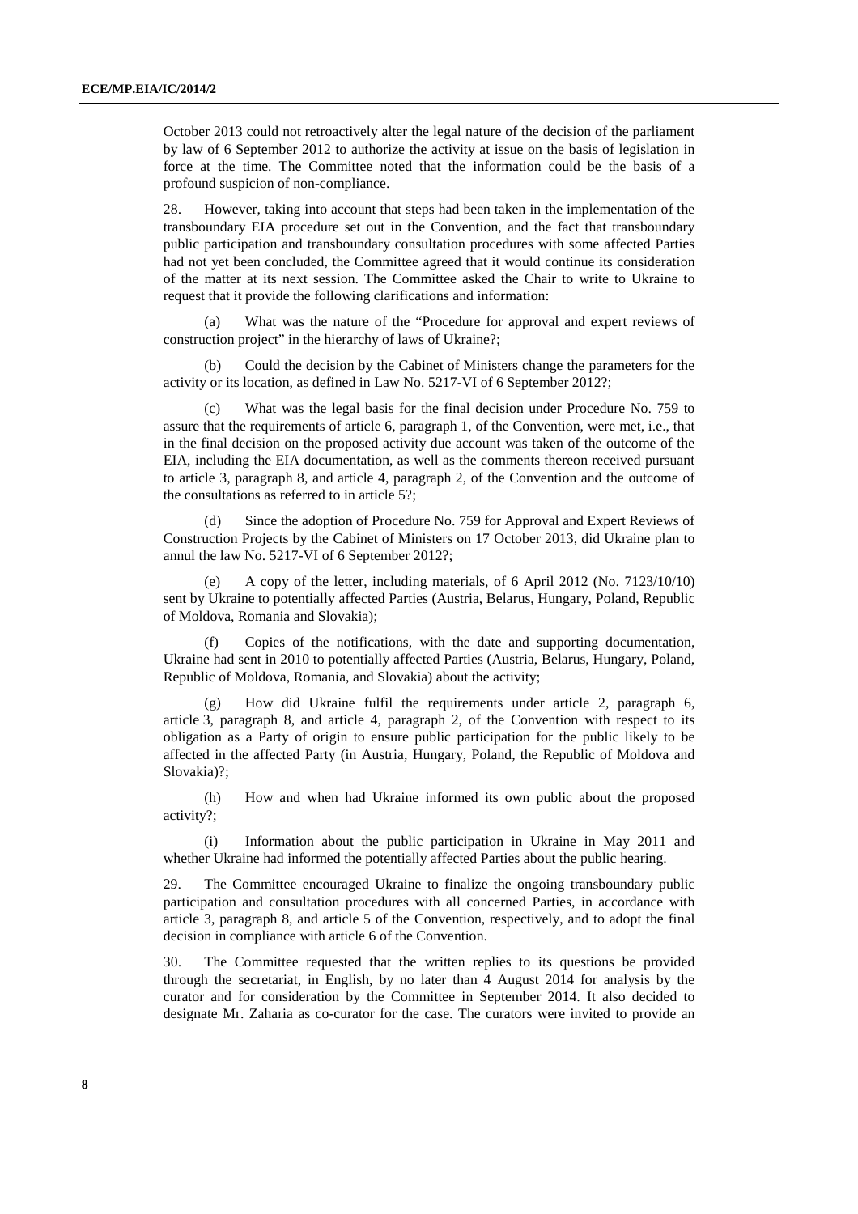October 2013 could not retroactively alter the legal nature of the decision of the parliament by law of 6 September 2012 to authorize the activity at issue on the basis of legislation in force at the time. The Committee noted that the information could be the basis of a profound suspicion of non-compliance.

28. However, taking into account that steps had been taken in the implementation of the transboundary EIA procedure set out in the Convention, and the fact that transboundary public participation and transboundary consultation procedures with some affected Parties had not yet been concluded, the Committee agreed that it would continue its consideration of the matter at its next session. The Committee asked the Chair to write to Ukraine to request that it provide the following clarifications and information:

(a) What was the nature of the "Procedure for approval and expert reviews of construction project" in the hierarchy of laws of Ukraine?;

(b) Could the decision by the Cabinet of Ministers change the parameters for the activity or its location, as defined in Law No. 5217-VI of 6 September 2012?;

(c) What was the legal basis for the final decision under Procedure No. 759 to assure that the requirements of article 6, paragraph 1, of the Convention, were met, i.e., that in the final decision on the proposed activity due account was taken of the outcome of the EIA, including the EIA documentation, as well as the comments thereon received pursuant to article 3, paragraph 8, and article 4, paragraph 2, of the Convention and the outcome of the consultations as referred to in article 5?;

(d) Since the adoption of Procedure No. 759 for Approval and Expert Reviews of Construction Projects by the Cabinet of Ministers on 17 October 2013, did Ukraine plan to annul the law No. 5217-VI of 6 September 2012?;

(e) A copy of the letter, including materials, of 6 April 2012 (No. 7123/10/10) sent by Ukraine to potentially affected Parties (Austria, Belarus, Hungary, Poland, Republic of Moldova, Romania and Slovakia);

(f) Copies of the notifications, with the date and supporting documentation, Ukraine had sent in 2010 to potentially affected Parties (Austria, Belarus, Hungary, Poland, Republic of Moldova, Romania, and Slovakia) about the activity;

(g) How did Ukraine fulfil the requirements under article 2, paragraph 6, article 3, paragraph 8, and article 4, paragraph 2, of the Convention with respect to its obligation as a Party of origin to ensure public participation for the public likely to be affected in the affected Party (in Austria, Hungary, Poland, the Republic of Moldova and Slovakia)?;

(h) How and when had Ukraine informed its own public about the proposed activity?;

(i) Information about the public participation in Ukraine in May 2011 and whether Ukraine had informed the potentially affected Parties about the public hearing.

29. The Committee encouraged Ukraine to finalize the ongoing transboundary public participation and consultation procedures with all concerned Parties, in accordance with article 3, paragraph 8, and article 5 of the Convention, respectively, and to adopt the final decision in compliance with article 6 of the Convention.

30. The Committee requested that the written replies to its questions be provided through the secretariat, in English, by no later than 4 August 2014 for analysis by the curator and for consideration by the Committee in September 2014. It also decided to designate Mr. Zaharia as co-curator for the case. The curators were invited to provide an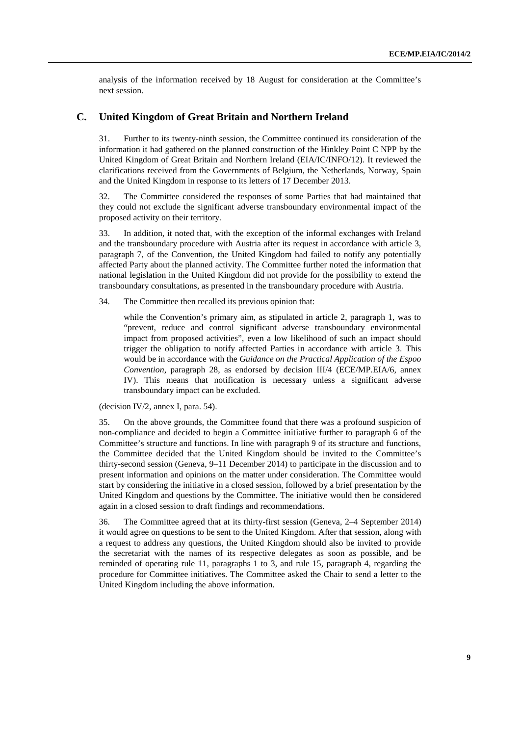analysis of the information received by 18 August for consideration at the Committee's next session.

## C. United Kingdom of Great Britain and Northern Ireland

31. Further to its twenty-ninth session, the Committee continued its consideration of the information it had gathered on the planned construction of the Hinkley Point C NPP by the United Kingdom of Great Britain and Northern Ireland (EIA/IC/INFO/12). It reviewed the clarifications received from the Governments of Belgium, the Netherlands, Norway, Spain and the United Kingdom in response to its letters of 17 December 2013.

32. The Committee considered the responses of some Parties that had maintained that they could not exclude the significant adverse transboundary environmental impact of the proposed activity on their territory.

33. In addition, it noted that, with the exception of the informal exchanges with Ireland and the transboundary procedure with Austria after its request in accordance with article 3, paragraph 7, of the Convention, the United Kingdom had failed to notify any potentially affected Party about the planned activity. The Committee further noted the information that national legislation in the United Kingdom did not provide for the possibility to extend the transboundary consultations, as presented in the transboundary procedure with Austria.

34. The Committee then recalled its previous opinion that:

> while the Convention's primary aim, as stipulated in article 2, paragraph 1, was to "prevent, reduce and control significant adverse transboundary environmental impact from proposed activities", even a low likelihood of such an impact should trigger the obligation to notify affected Parties in accordance with article 3. This would be in accordance with the *Guidance on the Practical Application of the Espoo Convention*, paragraph 28, as endorsed by decision III/4 (ECE/MP.EIA/6, annex IV). This means that notification is necessary unless a significant adverse transboundary impact can be excluded.

(decision IV/2, annex I, para. 54).

35. On the above grounds, the Committee found that there was a profound suspicion of non-compliance and decided to begin a Committee initiative further to paragraph 6 of the Committee's structure and functions. In line with paragraph 9 of its structure and functions, the Committee decided that the United Kingdom should be invited to the Committee's thirty-second session (Geneva, 9–11 December 2014) to participate in the discussion and to present information and opinions on the matter under consideration. The Committee would start by considering the initiative in a closed session, followed by a brief presentation by the United Kingdom and questions by the Committee. The initiative would then be considered again in a closed session to draft findings and recommendations.

36. The Committee agreed that at its thirty-first session (Geneva, 2–4 September 2014) it would agree on questions to be sent to the United Kingdom. After that session, along with a request to address any questions, the United Kingdom should also be invited to provide the secretariat with the names of its respective delegates as soon as possible, and be reminded of operating rule 11, paragraphs 1 to 3, and rule 15, paragraph 4, regarding the procedure for Committee initiatives. The Committee asked the Chair to send a letter to the United Kingdom including the above information.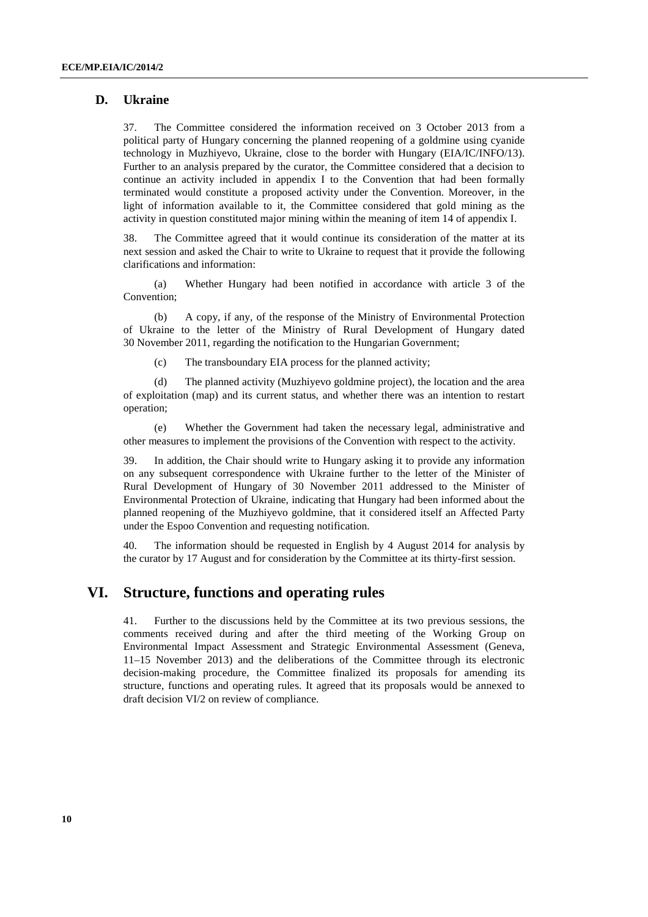### D. Ukraine

37. The Committee considered the information received on 3 October 2013 from a political party of Hungary concerning the planned reopening of a goldmine using cyanide technology in Muzhiyevo, Ukraine, close to the border with Hungary (EIA/IC/INFO/13). Further to an analysis prepared by the curator, the Committee considered that a decision to continue an activity included in appendix I to the Convention that had been formally terminated would constitute a proposed activity under the Convention. Moreover, in the light of information available to it, the Committee considered that gold mining as the activity in question constituted major mining within the meaning of item 14 of appendix I.

38. The Committee agreed that it would continue its consideration of the matter at its next session and asked the Chair to write to Ukraine to request that it provide the following clarifications and information:

(a) Whether Hungary had been notified in accordance with article 3 of the Convention;

(b) A copy, if any, of the response of the Ministry of Environmental Protection of Ukraine to the letter of the Ministry of Rural Development of Hungary dated 30 November 2011, regarding the notification to the Hungarian Government;

(c) The transboundary EIA process for the planned activity;

(d) The planned activity (Muzhiyevo goldmine project), the location and the area of exploitation (map) and its current status, and whether there was an intention to restart operation;

(e) Whether the Government had taken the necessary legal, administrative and other measures to implement the provisions of the Convention with respect to the activity.

39. In addition, the Chair should write to Hungary asking it to provide any information on any subsequent correspondence with Ukraine further to the letter of the Minister of Rural Development of Hungary of 30 November 2011 addressed to the Minister of Environmental Protection of Ukraine, indicating that Hungary had been informed about the planned reopening of the Muzhiyevo goldmine, that it considered itself an Affected Party under the Espoo Convention and requesting notification.

40. The information should be requested in English by 4 August 2014 for analysis by the curator by 17 August and for consideration by the Committee at its thirty-first session.

## VI. Structure, functions and operating rules

41. Further to the discussions held by the Committee at its two previous sessions, the comments received during and after the third meeting of the Working Group on Environmental Impact Assessment and Strategic Environmental Assessment (Geneva, 11–15 November 2013) and the deliberations of the Committee through its electronic decision-making procedure, the Committee finalized its proposals for amending its structure, functions and operating rules. It agreed that its proposals would be annexed to draft decision VI/2 on review of compliance.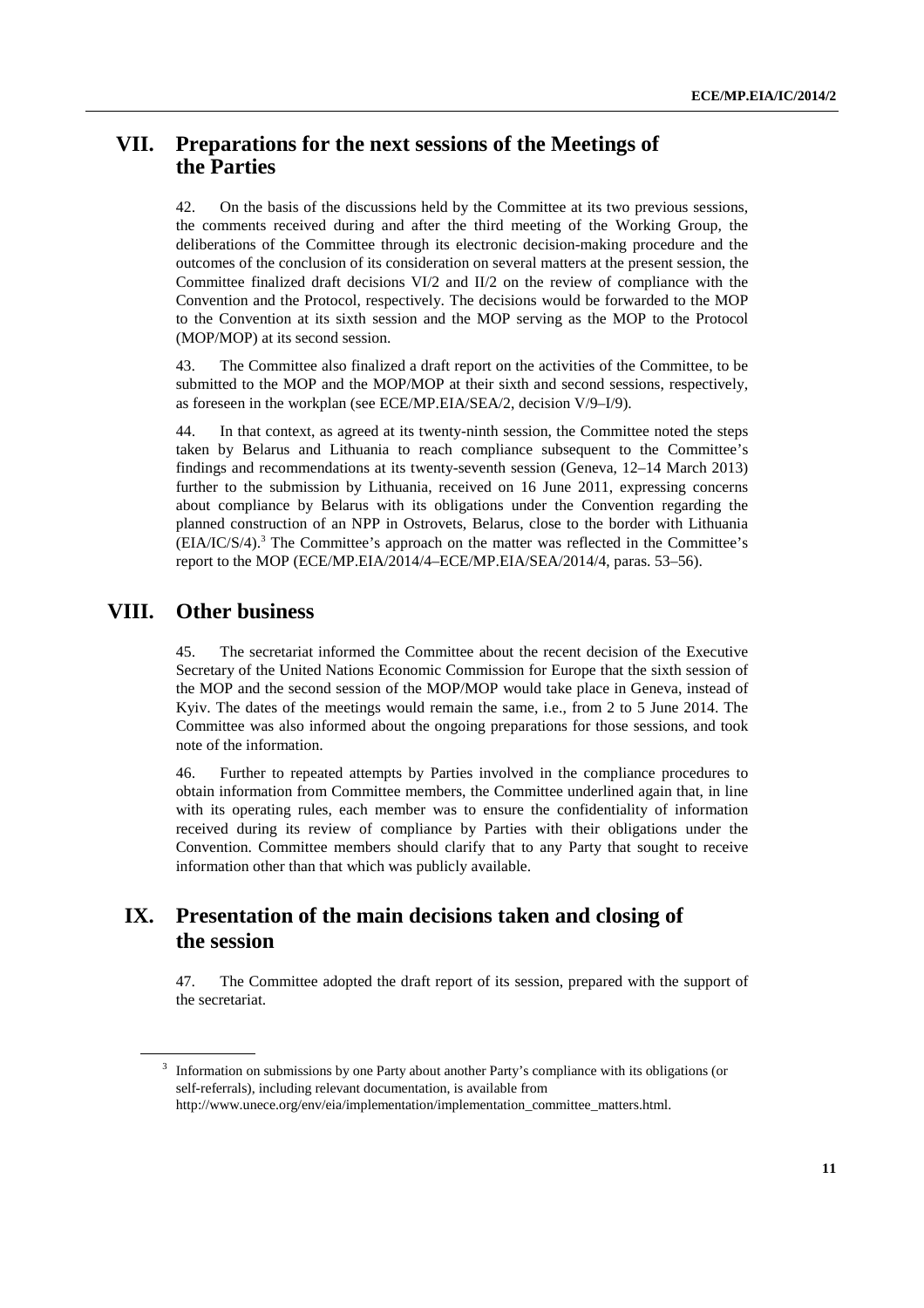## VII. Preparations for the next sessions of the Meetings of the Parties

42. On the basis of the discussions held by the Committee at its two previous sessions, the comments received during and after the third meeting of the Working Group, the deliberations of the Committee through its electronic decision-making procedure and the outcomes of the conclusion of its consideration on several matters at the present session, the Committee finalized draft decisions VI/2 and II/2 on the review of compliance with the Convention and the Protocol, respectively. The decisions would be forwarded to the MOP to the Convention at its sixth session and the MOP serving as the MOP to the Protocol (MOP/MOP) at its second session.

43. The Committee also finalized a draft report on the activities of the Committee, to be submitted to the MOP and the MOP/MOP at their sixth and second sessions, respectively, as foreseen in the workplan (see ECE/MP.EIA/SEA/2, decision V/9–I/9).

44. In that context, as agreed at its twenty-ninth session, the Committee noted the steps taken by Belarus and Lithuania to reach compliance subsequent to the Committee's findings and recommendations at its twenty-seventh session (Geneva, 12–14 March 2013) further to the submission by Lithuania, received on 16 June 2011, expressing concerns about compliance by Belarus with its obligations under the Convention regarding the planned construction of an NPP in Ostrovets, Belarus, close to the border with Lithuania (EIA/IC/S/4).[3] The Committee's approach on the matter was reflected in the Committee's report to the MOP (ECE/MP.EIA/2014/4–ECE/MP.EIA/SEA/2014/4, paras. 53–56).

## VIII. Other business

45. The secretariat informed the Committee about the recent decision of the Executive Secretary of the United Nations Economic Commission for Europe that the sixth session of the MOP and the second session of the MOP/MOP would take place in Geneva, instead of Kyiv. The dates of the meetings would remain the same, i.e., from 2 to 5 June 2014. The Committee was also informed about the ongoing preparations for those sessions, and took note of the information.

46. Further to repeated attempts by Parties involved in the compliance procedures to obtain information from Committee members, the Committee underlined again that, in line with its operating rules, each member was to ensure the confidentiality of information received during its review of compliance by Parties with their obligations under the Convention. Committee members should clarify that to any Party that sought to receive information other than that which was publicly available.

## IX. Presentation of the main decisions taken and closing of the session

47. The Committee adopted the draft report of its session, prepared with the support of the secretariat.

---

[3] Information on submissions by one Party about another Party's compliance with its obligations (or self-referrals), including relevant documentation, is available from http://www.unece.org/env/eia/implementation/implementation_committee_matters.html.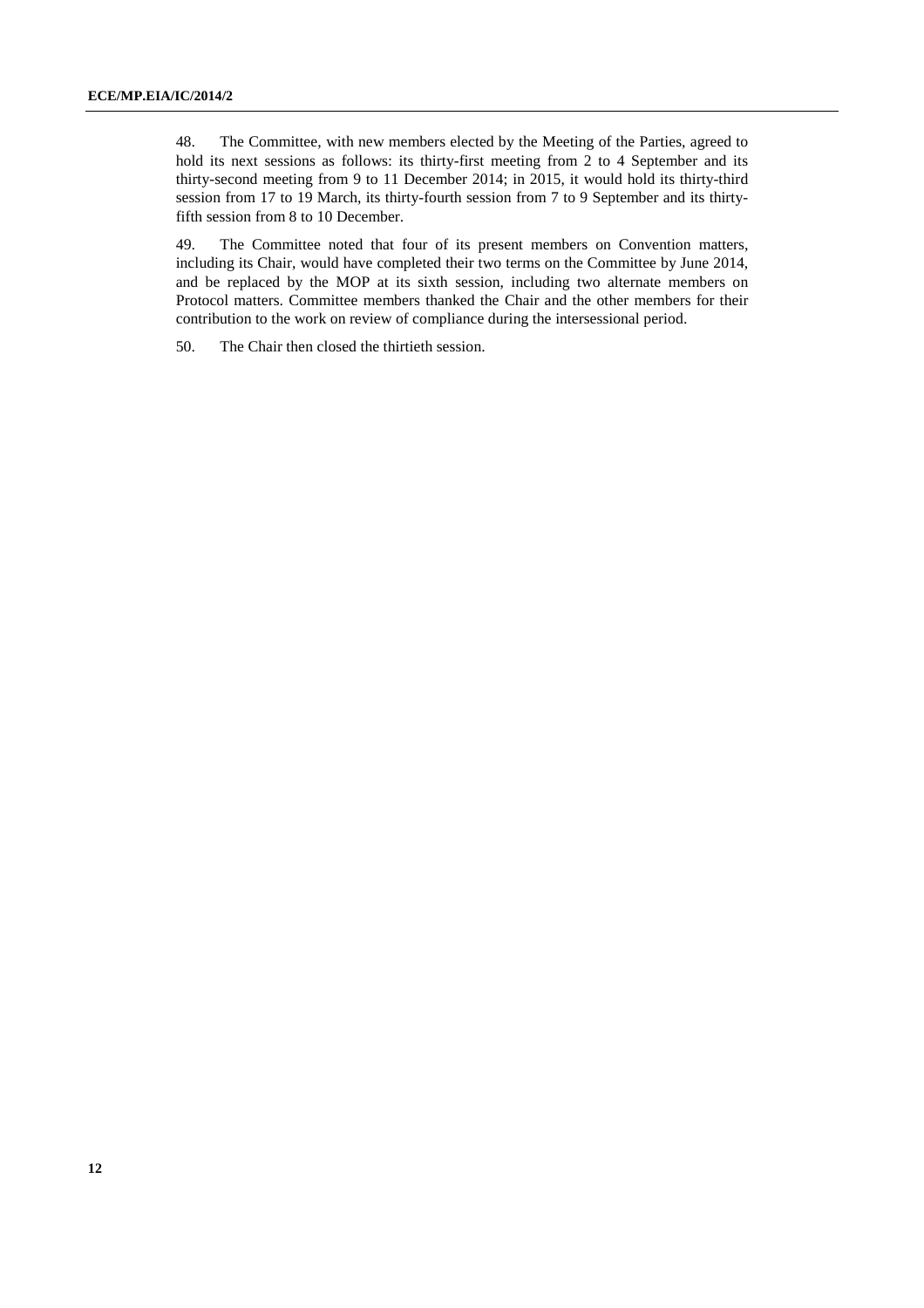48. The Committee, with new members elected by the Meeting of the Parties, agreed to hold its next sessions as follows: its thirty-first meeting from 2 to 4 September and its thirty-second meeting from 9 to 11 December 2014; in 2015, it would hold its thirty-third session from 17 to 19 March, its thirty-fourth session from 7 to 9 September and its thirty-fifth session from 8 to 10 December.

49. The Committee noted that four of its present members on Convention matters, including its Chair, would have completed their two terms on the Committee by June 2014, and be replaced by the MOP at its sixth session, including two alternate members on Protocol matters. Committee members thanked the Chair and the other members for their contribution to the work on review of compliance during the intersessional period.

50. The Chair then closed the thirtieth session.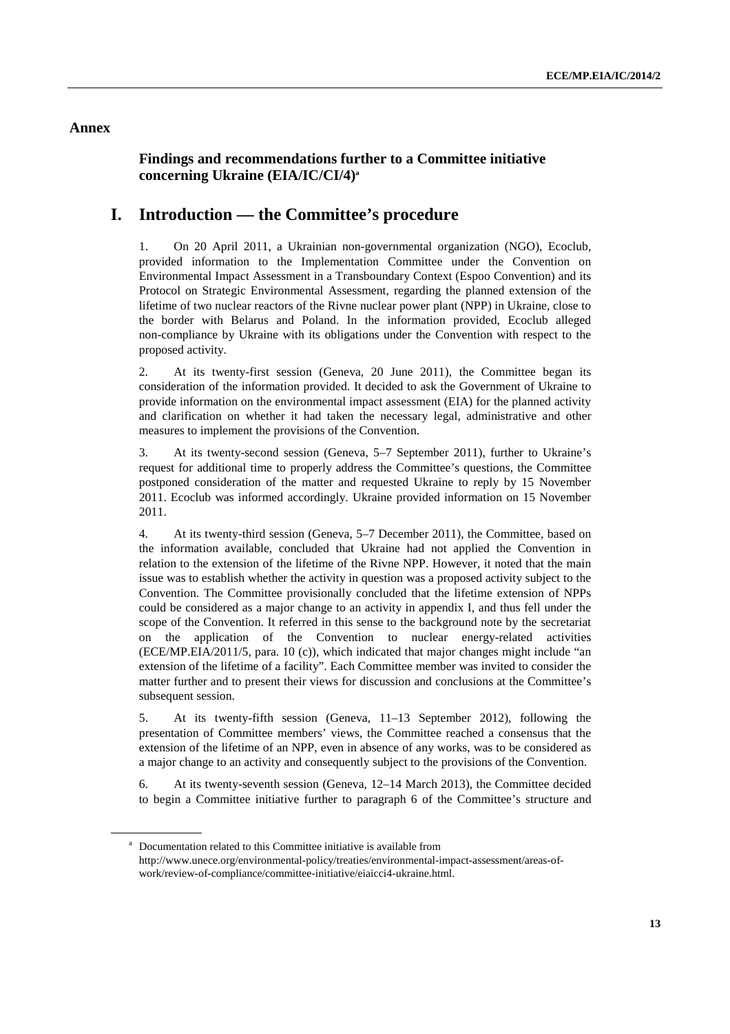## Annex

### Findings and recommendations further to a Committee initiative concerning Ukraine (EIA/IC/CI/4)[a]

# I. Introduction — the Committee's procedure

1. On 20 April 2011, a Ukrainian non-governmental organization (NGO), Ecoclub, provided information to the Implementation Committee under the Convention on Environmental Impact Assessment in a Transboundary Context (Espoo Convention) and its Protocol on Strategic Environmental Assessment, regarding the planned extension of the lifetime of two nuclear reactors of the Rivne nuclear power plant (NPP) in Ukraine, close to the border with Belarus and Poland. In the information provided, Ecoclub alleged non-compliance by Ukraine with its obligations under the Convention with respect to the proposed activity.

2. At its twenty-first session (Geneva, 20 June 2011), the Committee began its consideration of the information provided. It decided to ask the Government of Ukraine to provide information on the environmental impact assessment (EIA) for the planned activity and clarification on whether it had taken the necessary legal, administrative and other measures to implement the provisions of the Convention.

3. At its twenty-second session (Geneva, 5–7 September 2011), further to Ukraine's request for additional time to properly address the Committee's questions, the Committee postponed consideration of the matter and requested Ukraine to reply by 15 November 2011. Ecoclub was informed accordingly. Ukraine provided information on 15 November 2011.

4. At its twenty-third session (Geneva, 5–7 December 2011), the Committee, based on the information available, concluded that Ukraine had not applied the Convention in relation to the extension of the lifetime of the Rivne NPP. However, it noted that the main issue was to establish whether the activity in question was a proposed activity subject to the Convention. The Committee provisionally concluded that the lifetime extension of NPPs could be considered as a major change to an activity in appendix I, and thus fell under the scope of the Convention. It referred in this sense to the background note by the secretariat on the application of the Convention to nuclear energy-related activities (ECE/MP.EIA/2011/5, para. 10 (c)), which indicated that major changes might include "an extension of the lifetime of a facility". Each Committee member was invited to consider the matter further and to present their views for discussion and conclusions at the Committee's subsequent session.

5. At its twenty-fifth session (Geneva, 11–13 September 2012), following the presentation of Committee members' views, the Committee reached a consensus that the extension of the lifetime of an NPP, even in absence of any works, was to be considered as a major change to an activity and consequently subject to the provisions of the Convention.

6. At its twenty-seventh session (Geneva, 12–14 March 2013), the Committee decided to begin a Committee initiative further to paragraph 6 of the Committee's structure and

---

[a] Documentation related to this Committee initiative is available from http://www.unece.org/environmental-policy/treaties/environmental-impact-assessment/areas-of-work/review-of-compliance/committee-initiative/eiaicci4-ukraine.html.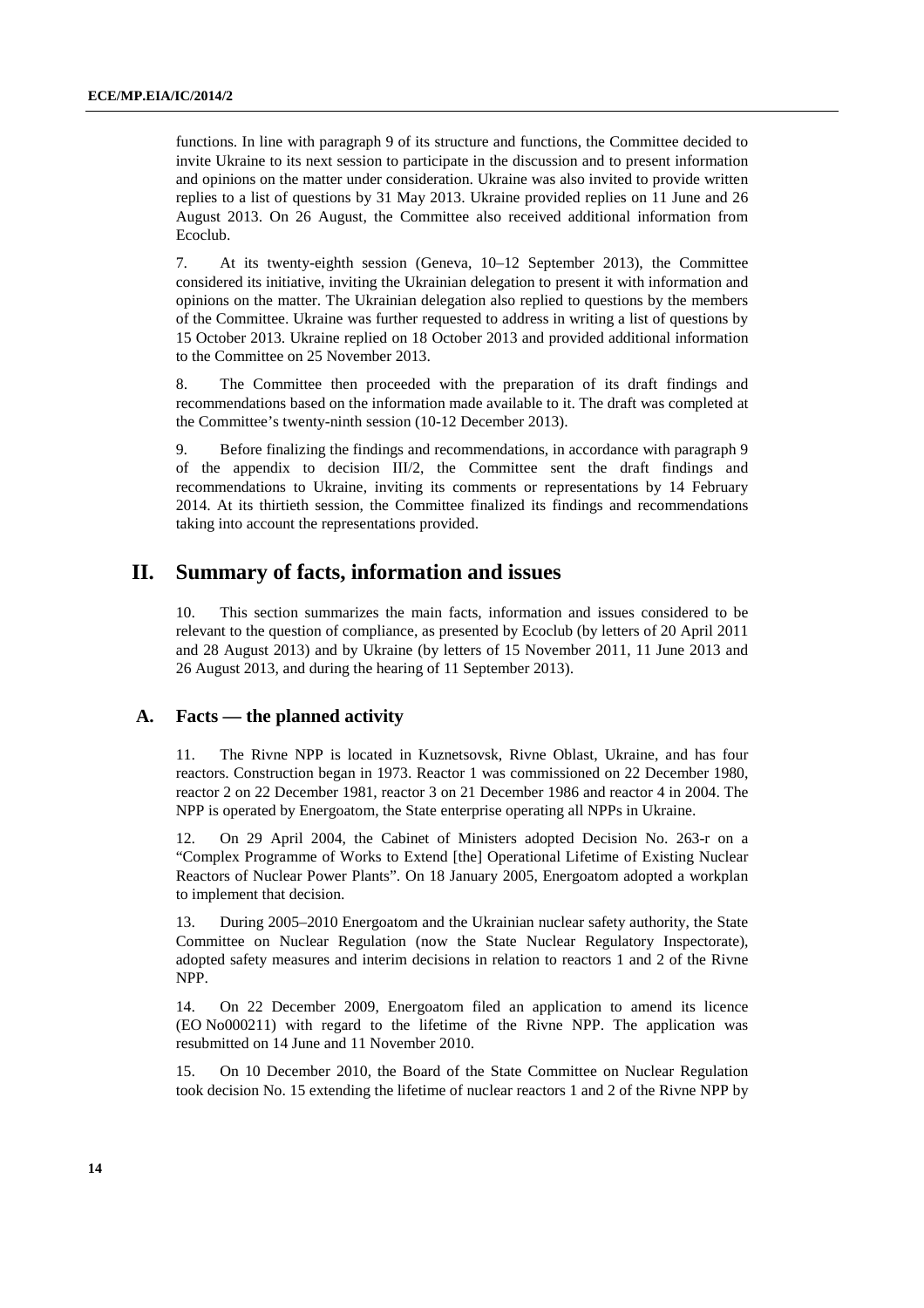functions. In line with paragraph 9 of its structure and functions, the Committee decided to invite Ukraine to its next session to participate in the discussion and to present information and opinions on the matter under consideration. Ukraine was also invited to provide written replies to a list of questions by 31 May 2013. Ukraine provided replies on 11 June and 26 August 2013. On 26 August, the Committee also received additional information from Ecoclub.

7. At its twenty-eighth session (Geneva, 10–12 September 2013), the Committee considered its initiative, inviting the Ukrainian delegation to present it with information and opinions on the matter. The Ukrainian delegation also replied to questions by the members of the Committee. Ukraine was further requested to address in writing a list of questions by 15 October 2013. Ukraine replied on 18 October 2013 and provided additional information to the Committee on 25 November 2013.

8. The Committee then proceeded with the preparation of its draft findings and recommendations based on the information made available to it. The draft was completed at the Committee's twenty-ninth session (10-12 December 2013).

9. Before finalizing the findings and recommendations, in accordance with paragraph 9 of the appendix to decision III/2, the Committee sent the draft findings and recommendations to Ukraine, inviting its comments or representations by 14 February 2014. At its thirtieth session, the Committee finalized its findings and recommendations taking into account the representations provided.

# II. Summary of facts, information and issues

10. This section summarizes the main facts, information and issues considered to be relevant to the question of compliance, as presented by Ecoclub (by letters of 20 April 2011 and 28 August 2013) and by Ukraine (by letters of 15 November 2011, 11 June 2013 and 26 August 2013, and during the hearing of 11 September 2013).

## A. Facts — the planned activity

11. The Rivne NPP is located in Kuznetsovsk, Rivne Oblast, Ukraine, and has four reactors. Construction began in 1973. Reactor 1 was commissioned on 22 December 1980, reactor 2 on 22 December 1981, reactor 3 on 21 December 1986 and reactor 4 in 2004. The NPP is operated by Energoatom, the State enterprise operating all NPPs in Ukraine.

12. On 29 April 2004, the Cabinet of Ministers adopted Decision No. 263-r on a "Complex Programme of Works to Extend [the] Operational Lifetime of Existing Nuclear Reactors of Nuclear Power Plants". On 18 January 2005, Energoatom adopted a workplan to implement that decision.

13. During 2005–2010 Energoatom and the Ukrainian nuclear safety authority, the State Committee on Nuclear Regulation (now the State Nuclear Regulatory Inspectorate), adopted safety measures and interim decisions in relation to reactors 1 and 2 of the Rivne NPP.

14. On 22 December 2009, Energoatom filed an application to amend its licence (EO No000211) with regard to the lifetime of the Rivne NPP. The application was resubmitted on 14 June and 11 November 2010.

15. On 10 December 2010, the Board of the State Committee on Nuclear Regulation took decision No. 15 extending the lifetime of nuclear reactors 1 and 2 of the Rivne NPP by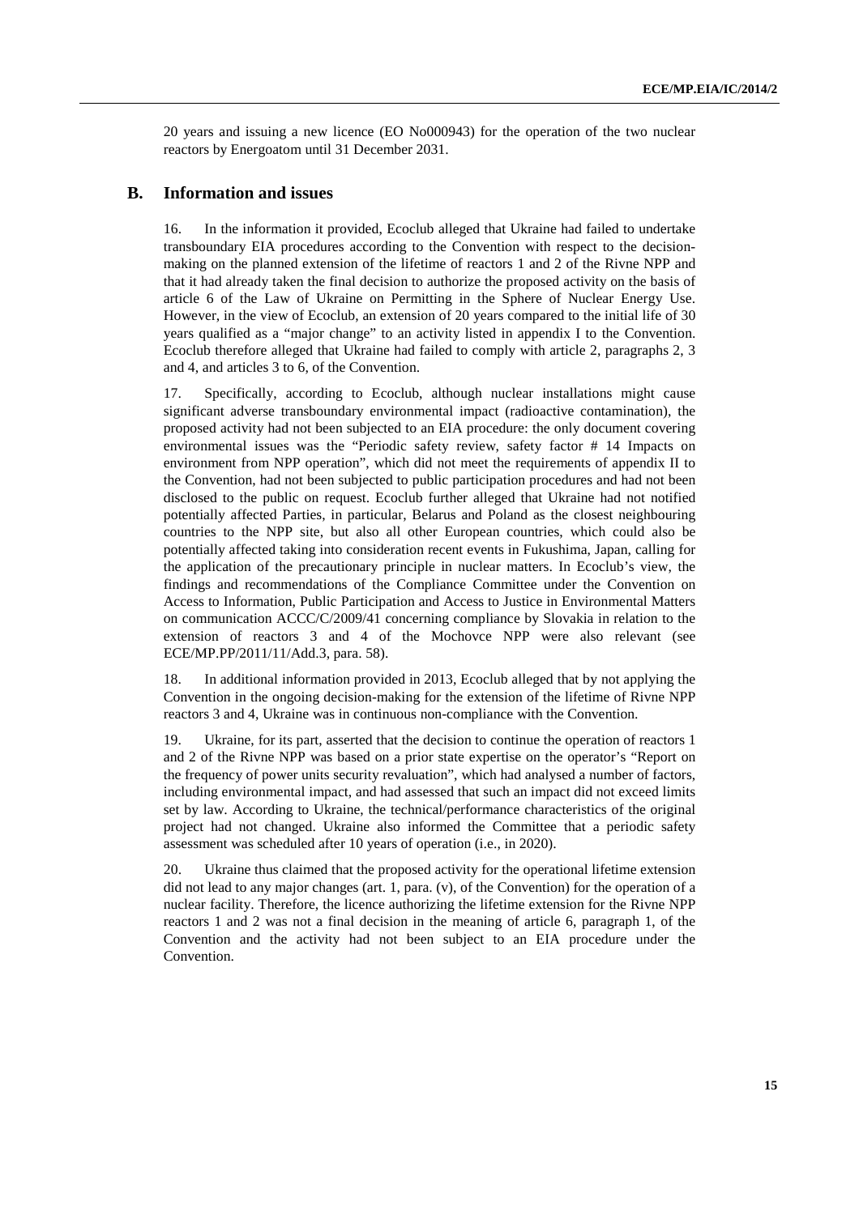20 years and issuing a new licence (EO No000943) for the operation of the two nuclear reactors by Energoatom until 31 December 2031.

## B. Information and issues

16. In the information it provided, Ecoclub alleged that Ukraine had failed to undertake transboundary EIA procedures according to the Convention with respect to the decision-making on the planned extension of the lifetime of reactors 1 and 2 of the Rivne NPP and that it had already taken the final decision to authorize the proposed activity on the basis of article 6 of the Law of Ukraine on Permitting in the Sphere of Nuclear Energy Use. However, in the view of Ecoclub, an extension of 20 years compared to the initial life of 30 years qualified as a "major change" to an activity listed in appendix I to the Convention. Ecoclub therefore alleged that Ukraine had failed to comply with article 2, paragraphs 2, 3 and 4, and articles 3 to 6, of the Convention.

17. Specifically, according to Ecoclub, although nuclear installations might cause significant adverse transboundary environmental impact (radioactive contamination), the proposed activity had not been subjected to an EIA procedure: the only document covering environmental issues was the "Periodic safety review, safety factor # 14 Impacts on environment from NPP operation", which did not meet the requirements of appendix II to the Convention, had not been subjected to public participation procedures and had not been disclosed to the public on request. Ecoclub further alleged that Ukraine had not notified potentially affected Parties, in particular, Belarus and Poland as the closest neighbouring countries to the NPP site, but also all other European countries, which could also be potentially affected taking into consideration recent events in Fukushima, Japan, calling for the application of the precautionary principle in nuclear matters. In Ecoclub's view, the findings and recommendations of the Compliance Committee under the Convention on Access to Information, Public Participation and Access to Justice in Environmental Matters on communication ACCC/C/2009/41 concerning compliance by Slovakia in relation to the extension of reactors 3 and 4 of the Mochovce NPP were also relevant (see ECE/MP.PP/2011/11/Add.3, para. 58).

18. In additional information provided in 2013, Ecoclub alleged that by not applying the Convention in the ongoing decision-making for the extension of the lifetime of Rivne NPP reactors 3 and 4, Ukraine was in continuous non-compliance with the Convention.

19. Ukraine, for its part, asserted that the decision to continue the operation of reactors 1 and 2 of the Rivne NPP was based on a prior state expertise on the operator's "Report on the frequency of power units security revaluation", which had analysed a number of factors, including environmental impact, and had assessed that such an impact did not exceed limits set by law. According to Ukraine, the technical/performance characteristics of the original project had not changed. Ukraine also informed the Committee that a periodic safety assessment was scheduled after 10 years of operation (i.e., in 2020).

20. Ukraine thus claimed that the proposed activity for the operational lifetime extension did not lead to any major changes (art. 1, para. (v), of the Convention) for the operation of a nuclear facility. Therefore, the licence authorizing the lifetime extension for the Rivne NPP reactors 1 and 2 was not a final decision in the meaning of article 6, paragraph 1, of the Convention and the activity had not been subject to an EIA procedure under the Convention.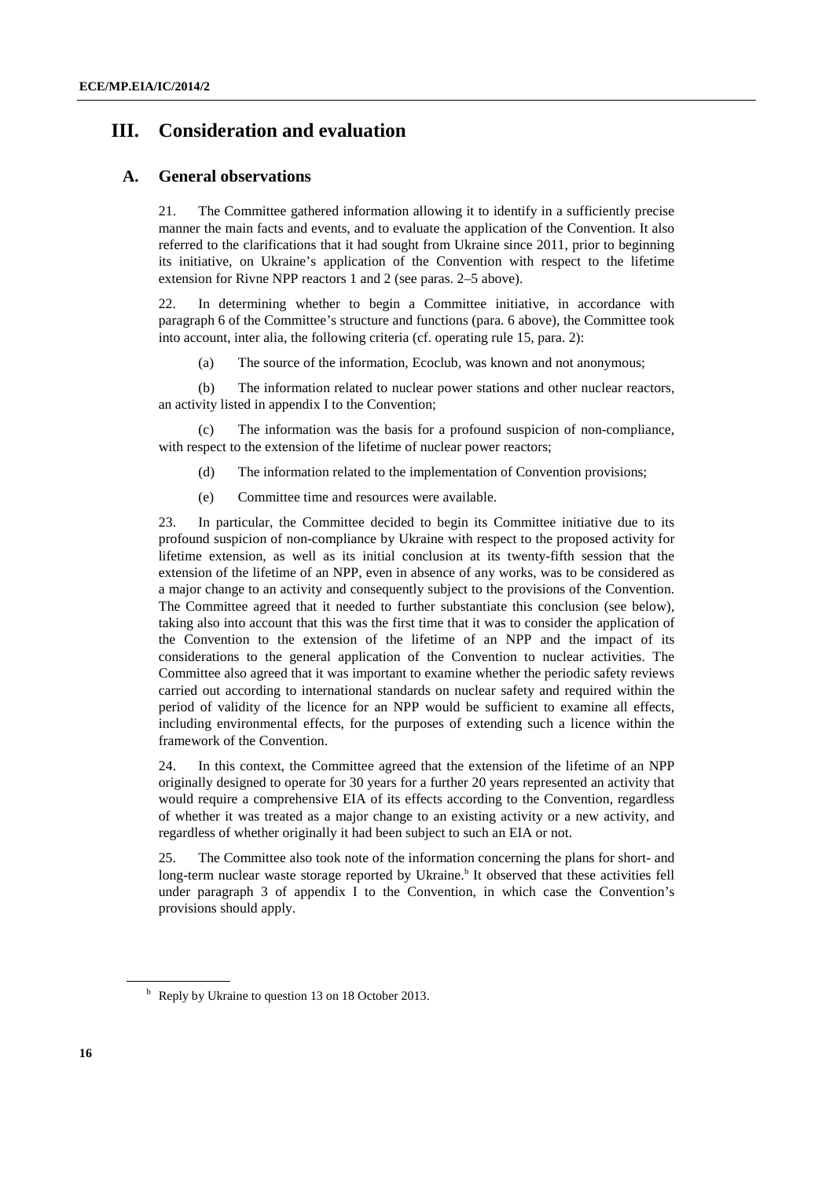# III. Consideration and evaluation

## A. General observations

21. The Committee gathered information allowing it to identify in a sufficiently precise manner the main facts and events, and to evaluate the application of the Convention. It also referred to the clarifications that it had sought from Ukraine since 2011, prior to beginning its initiative, on Ukraine's application of the Convention with respect to the lifetime extension for Rivne NPP reactors 1 and 2 (see paras. 2–5 above).

22. In determining whether to begin a Committee initiative, in accordance with paragraph 6 of the Committee's structure and functions (para. 6 above), the Committee took into account, inter alia, the following criteria (cf. operating rule 15, para. 2):

(a) The source of the information, Ecoclub, was known and not anonymous;

(b) The information related to nuclear power stations and other nuclear reactors, an activity listed in appendix I to the Convention;

(c) The information was the basis for a profound suspicion of non-compliance, with respect to the extension of the lifetime of nuclear power reactors;

(d) The information related to the implementation of Convention provisions;

(e) Committee time and resources were available.

23. In particular, the Committee decided to begin its Committee initiative due to its profound suspicion of non-compliance by Ukraine with respect to the proposed activity for lifetime extension, as well as its initial conclusion at its twenty-fifth session that the extension of the lifetime of an NPP, even in absence of any works, was to be considered as a major change to an activity and consequently subject to the provisions of the Convention. The Committee agreed that it needed to further substantiate this conclusion (see below), taking also into account that this was the first time that it was to consider the application of the Convention to the extension of the lifetime of an NPP and the impact of its considerations to the general application of the Convention to nuclear activities. The Committee also agreed that it was important to examine whether the periodic safety reviews carried out according to international standards on nuclear safety and required within the period of validity of the licence for an NPP would be sufficient to examine all effects, including environmental effects, for the purposes of extending such a licence within the framework of the Convention.

24. In this context, the Committee agreed that the extension of the lifetime of an NPP originally designed to operate for 30 years for a further 20 years represented an activity that would require a comprehensive EIA of its effects according to the Convention, regardless of whether it was treated as a major change to an existing activity or a new activity, and regardless of whether originally it had been subject to such an EIA or not.

25. The Committee also took note of the information concerning the plans for short- and long-term nuclear waste storage reported by Ukraine.[b] It observed that these activities fell under paragraph 3 of appendix I to the Convention, in which case the Convention's provisions should apply.

[b] Reply by Ukraine to question 13 on 18 October 2013.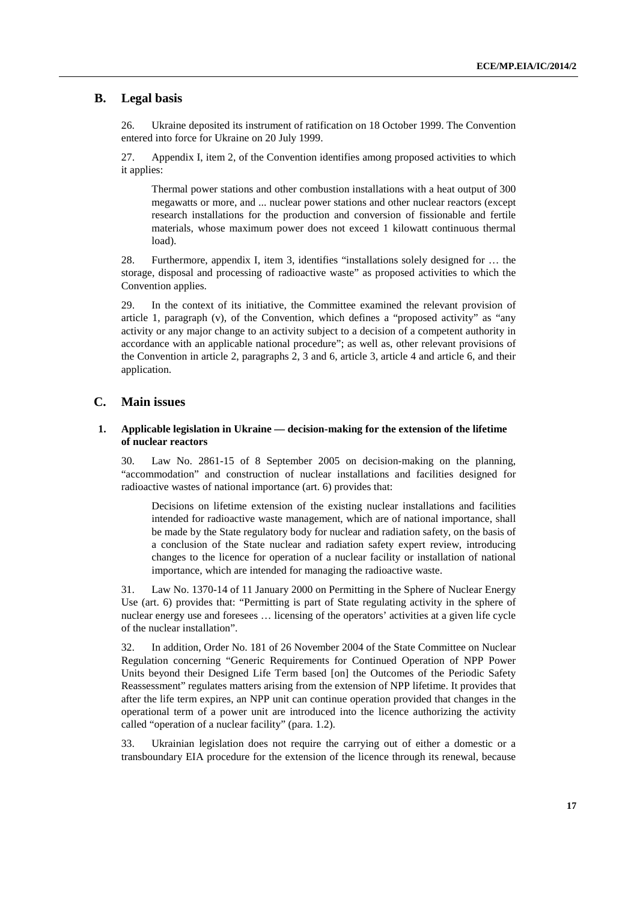## B. Legal basis

26. Ukraine deposited its instrument of ratification on 18 October 1999. The Convention entered into force for Ukraine on 20 July 1999.

27. Appendix I, item 2, of the Convention identifies among proposed activities to which it applies:

> Thermal power stations and other combustion installations with a heat output of 300 megawatts or more, and ... nuclear power stations and other nuclear reactors (except research installations for the production and conversion of fissionable and fertile materials, whose maximum power does not exceed 1 kilowatt continuous thermal load).

28. Furthermore, appendix I, item 3, identifies "installations solely designed for … the storage, disposal and processing of radioactive waste" as proposed activities to which the Convention applies.

29. In the context of its initiative, the Committee examined the relevant provision of article 1, paragraph (v), of the Convention, which defines a "proposed activity" as "any activity or any major change to an activity subject to a decision of a competent authority in accordance with an applicable national procedure"; as well as, other relevant provisions of the Convention in article 2, paragraphs 2, 3 and 6, article 3, article 4 and article 6, and their application.

## C. Main issues

### 1. Applicable legislation in Ukraine — decision-making for the extension of the lifetime of nuclear reactors

30. Law No. 2861-15 of 8 September 2005 on decision-making on the planning, "accommodation" and construction of nuclear installations and facilities designed for radioactive wastes of national importance (art. 6) provides that:

> Decisions on lifetime extension of the existing nuclear installations and facilities intended for radioactive waste management, which are of national importance, shall be made by the State regulatory body for nuclear and radiation safety, on the basis of a conclusion of the State nuclear and radiation safety expert review, introducing changes to the licence for operation of a nuclear facility or installation of national importance, which are intended for managing the radioactive waste.

31. Law No. 1370-14 of 11 January 2000 on Permitting in the Sphere of Nuclear Energy Use (art. 6) provides that: "Permitting is part of State regulating activity in the sphere of nuclear energy use and foresees … licensing of the operators' activities at a given life cycle of the nuclear installation".

32. In addition, Order No. 181 of 26 November 2004 of the State Committee on Nuclear Regulation concerning "Generic Requirements for Continued Operation of NPP Power Units beyond their Designed Life Term based [on] the Outcomes of the Periodic Safety Reassessment" regulates matters arising from the extension of NPP lifetime. It provides that after the life term expires, an NPP unit can continue operation provided that changes in the operational term of a power unit are introduced into the licence authorizing the activity called "operation of a nuclear facility" (para. 1.2).

33. Ukrainian legislation does not require the carrying out of either a domestic or a transboundary EIA procedure for the extension of the licence through its renewal, because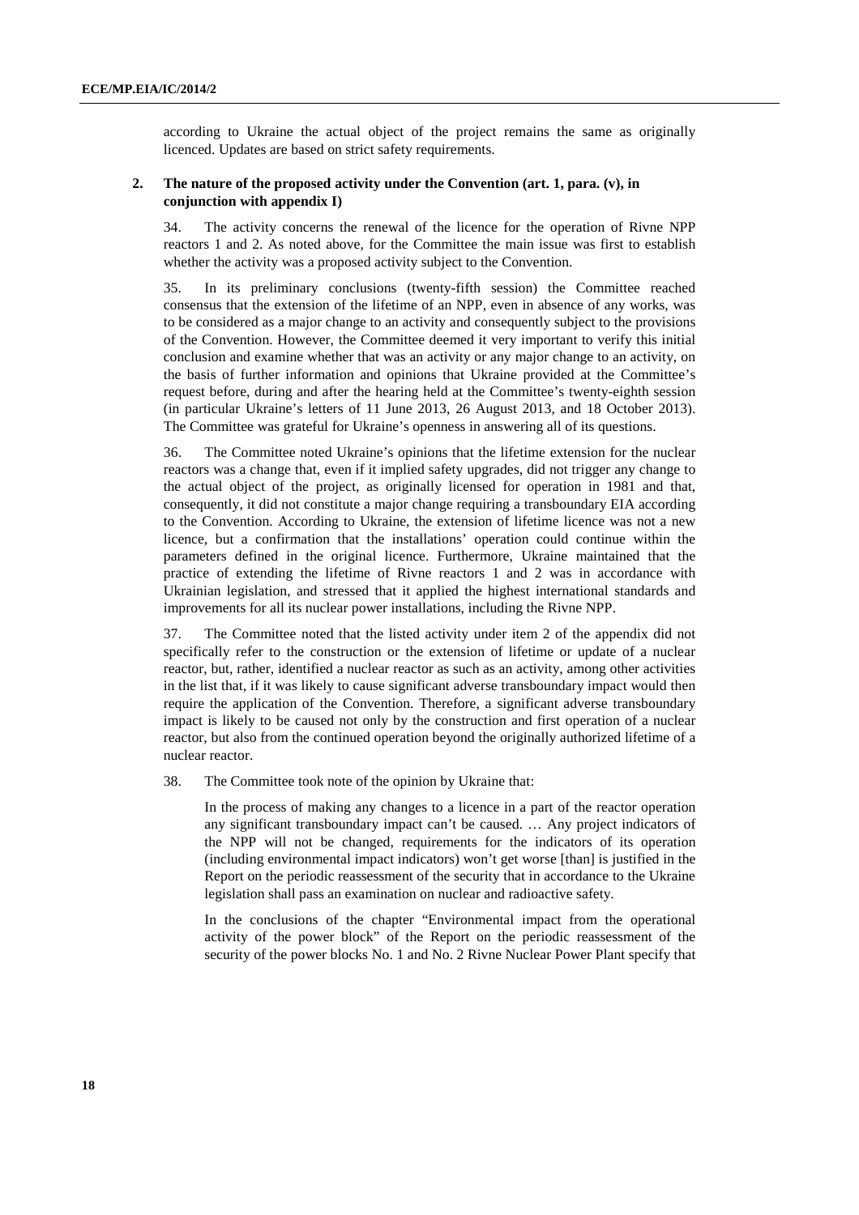according to Ukraine the actual object of the project remains the same as originally licenced. Updates are based on strict safety requirements.

### 2. The nature of the proposed activity under the Convention (art. 1, para. (v), in conjunction with appendix I)

34. The activity concerns the renewal of the licence for the operation of Rivne NPP reactors 1 and 2. As noted above, for the Committee the main issue was first to establish whether the activity was a proposed activity subject to the Convention.

35. In its preliminary conclusions (twenty-fifth session) the Committee reached consensus that the extension of the lifetime of an NPP, even in absence of any works, was to be considered as a major change to an activity and consequently subject to the provisions of the Convention. However, the Committee deemed it very important to verify this initial conclusion and examine whether that was an activity or any major change to an activity, on the basis of further information and opinions that Ukraine provided at the Committee's request before, during and after the hearing held at the Committee's twenty-eighth session (in particular Ukraine's letters of 11 June 2013, 26 August 2013, and 18 October 2013). The Committee was grateful for Ukraine's openness in answering all of its questions.

36. The Committee noted Ukraine's opinions that the lifetime extension for the nuclear reactors was a change that, even if it implied safety upgrades, did not trigger any change to the actual object of the project, as originally licensed for operation in 1981 and that, consequently, it did not constitute a major change requiring a transboundary EIA according to the Convention. According to Ukraine, the extension of lifetime licence was not a new licence, but a confirmation that the installations' operation could continue within the parameters defined in the original licence. Furthermore, Ukraine maintained that the practice of extending the lifetime of Rivne reactors 1 and 2 was in accordance with Ukrainian legislation, and stressed that it applied the highest international standards and improvements for all its nuclear power installations, including the Rivne NPP.

37. The Committee noted that the listed activity under item 2 of the appendix did not specifically refer to the construction or the extension of lifetime or update of a nuclear reactor, but, rather, identified a nuclear reactor as such as an activity, among other activities in the list that, if it was likely to cause significant adverse transboundary impact would then require the application of the Convention. Therefore, a significant adverse transboundary impact is likely to be caused not only by the construction and first operation of a nuclear reactor, but also from the continued operation beyond the originally authorized lifetime of a nuclear reactor.

38. The Committee took note of the opinion by Ukraine that:

> In the process of making any changes to a licence in a part of the reactor operation any significant transboundary impact can't be caused. … Any project indicators of the NPP will not be changed, requirements for the indicators of its operation (including environmental impact indicators) won't get worse [than] is justified in the Report on the periodic reassessment of the security that in accordance to the Ukraine legislation shall pass an examination on nuclear and radioactive safety.
>
> In the conclusions of the chapter "Environmental impact from the operational activity of the power block" of the Report on the periodic reassessment of the security of the power blocks No. 1 and No. 2 Rivne Nuclear Power Plant specify that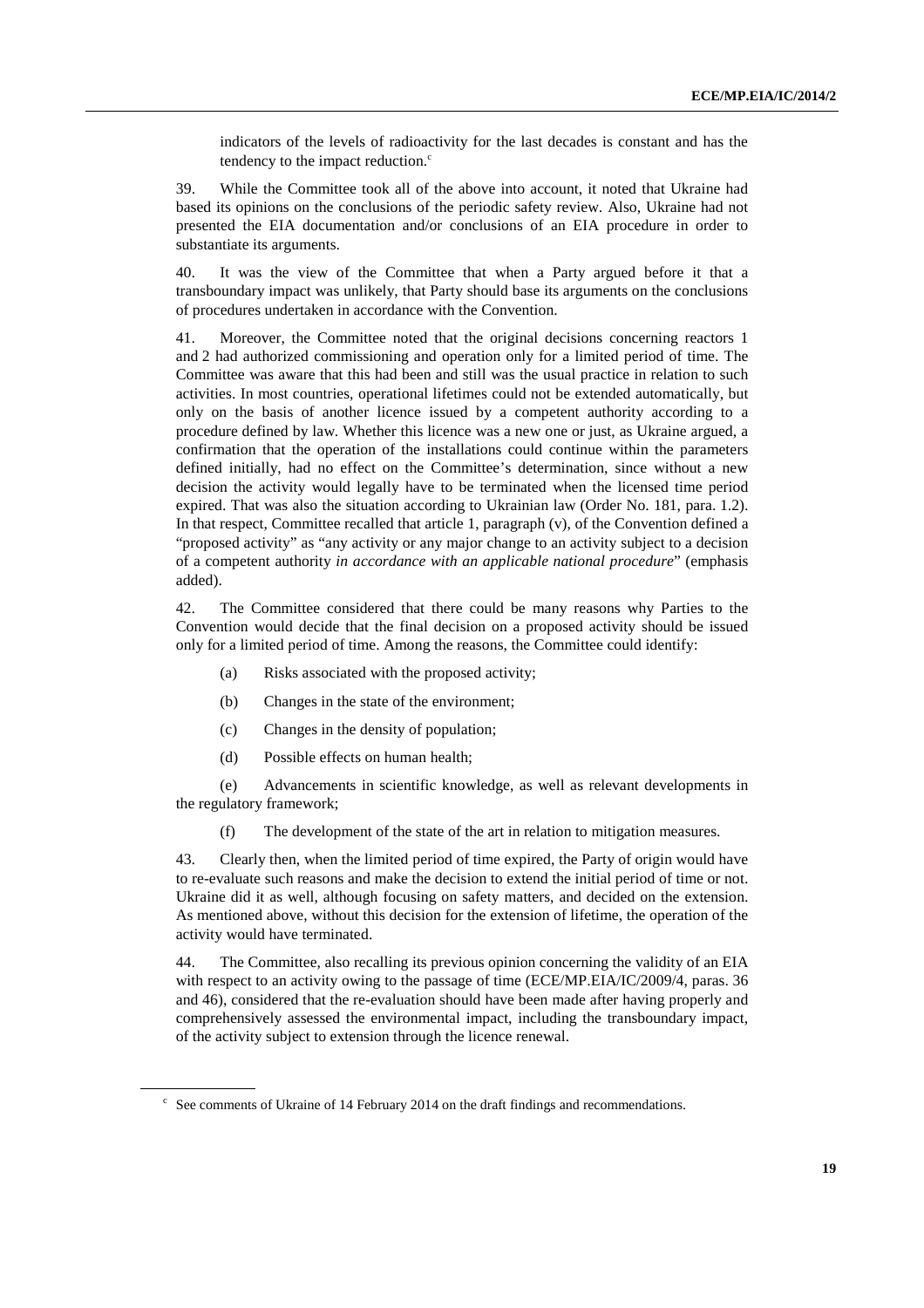indicators of the levels of radioactivity for the last decades is constant and has the tendency to the impact reduction.[c]

39. While the Committee took all of the above into account, it noted that Ukraine had based its opinions on the conclusions of the periodic safety review. Also, Ukraine had not presented the EIA documentation and/or conclusions of an EIA procedure in order to substantiate its arguments.

40. It was the view of the Committee that when a Party argued before it that a transboundary impact was unlikely, that Party should base its arguments on the conclusions of procedures undertaken in accordance with the Convention.

41. Moreover, the Committee noted that the original decisions concerning reactors 1 and 2 had authorized commissioning and operation only for a limited period of time. The Committee was aware that this had been and still was the usual practice in relation to such activities. In most countries, operational lifetimes could not be extended automatically, but only on the basis of another licence issued by a competent authority according to a procedure defined by law. Whether this licence was a new one or just, as Ukraine argued, a confirmation that the operation of the installations could continue within the parameters defined initially, had no effect on the Committee's determination, since without a new decision the activity would legally have to be terminated when the licensed time period expired. That was also the situation according to Ukrainian law (Order No. 181, para. 1.2). In that respect, Committee recalled that article 1, paragraph (v), of the Convention defined a "proposed activity" as "any activity or any major change to an activity subject to a decision of a competent authority *in accordance with an applicable national procedure*" (emphasis added).

42. The Committee considered that there could be many reasons why Parties to the Convention would decide that the final decision on a proposed activity should be issued only for a limited period of time. Among the reasons, the Committee could identify:

(a) Risks associated with the proposed activity;

(b) Changes in the state of the environment;

(c) Changes in the density of population;

(d) Possible effects on human health;

(e) Advancements in scientific knowledge, as well as relevant developments in the regulatory framework;

(f) The development of the state of the art in relation to mitigation measures.

43. Clearly then, when the limited period of time expired, the Party of origin would have to re-evaluate such reasons and make the decision to extend the initial period of time or not. Ukraine did it as well, although focusing on safety matters, and decided on the extension. As mentioned above, without this decision for the extension of lifetime, the operation of the activity would have terminated.

44. The Committee, also recalling its previous opinion concerning the validity of an EIA with respect to an activity owing to the passage of time (ECE/MP.EIA/IC/2009/4, paras. 36 and 46), considered that the re-evaluation should have been made after having properly and comprehensively assessed the environmental impact, including the transboundary impact, of the activity subject to extension through the licence renewal.

[c] See comments of Ukraine of 14 February 2014 on the draft findings and recommendations.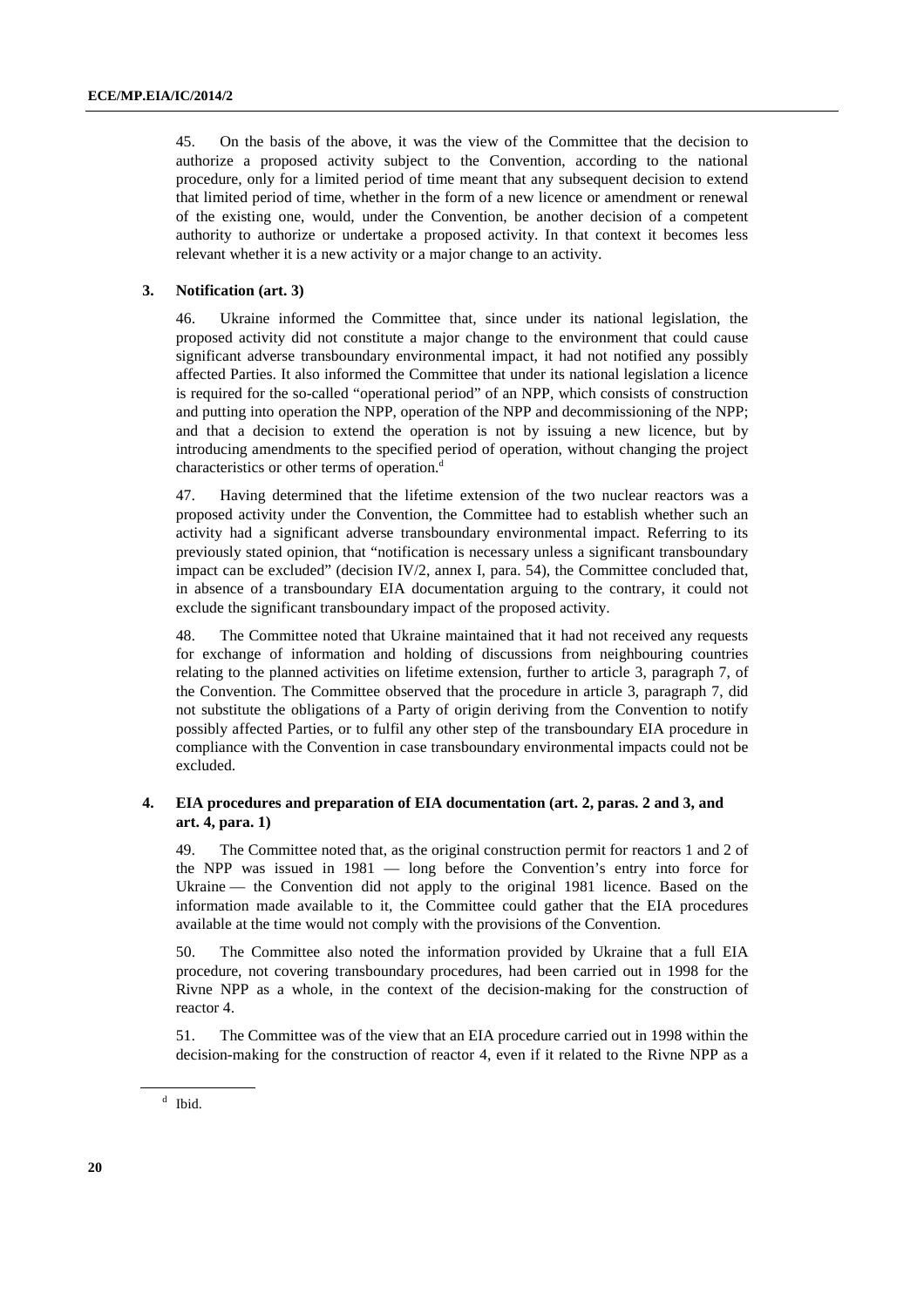45. On the basis of the above, it was the view of the Committee that the decision to authorize a proposed activity subject to the Convention, according to the national procedure, only for a limited period of time meant that any subsequent decision to extend that limited period of time, whether in the form of a new licence or amendment or renewal of the existing one, would, under the Convention, be another decision of a competent authority to authorize or undertake a proposed activity. In that context it becomes less relevant whether it is a new activity or a major change to an activity.

### 3. Notification (art. 3)

46. Ukraine informed the Committee that, since under its national legislation, the proposed activity did not constitute a major change to the environment that could cause significant adverse transboundary environmental impact, it had not notified any possibly affected Parties. It also informed the Committee that under its national legislation a licence is required for the so-called "operational period" of an NPP, which consists of construction and putting into operation the NPP, operation of the NPP and decommissioning of the NPP; and that a decision to extend the operation is not by issuing a new licence, but by introducing amendments to the specified period of operation, without changing the project characteristics or other terms of operation.[d]

47. Having determined that the lifetime extension of the two nuclear reactors was a proposed activity under the Convention, the Committee had to establish whether such an activity had a significant adverse transboundary environmental impact. Referring to its previously stated opinion, that "notification is necessary unless a significant transboundary impact can be excluded" (decision IV/2, annex I, para. 54), the Committee concluded that, in absence of a transboundary EIA documentation arguing to the contrary, it could not exclude the significant transboundary impact of the proposed activity.

48. The Committee noted that Ukraine maintained that it had not received any requests for exchange of information and holding of discussions from neighbouring countries relating to the planned activities on lifetime extension, further to article 3, paragraph 7, of the Convention. The Committee observed that the procedure in article 3, paragraph 7, did not substitute the obligations of a Party of origin deriving from the Convention to notify possibly affected Parties, or to fulfil any other step of the transboundary EIA procedure in compliance with the Convention in case transboundary environmental impacts could not be excluded.

### 4. EIA procedures and preparation of EIA documentation (art. 2, paras. 2 and 3, and art. 4, para. 1)

49. The Committee noted that, as the original construction permit for reactors 1 and 2 of the NPP was issued in 1981 — long before the Convention's entry into force for Ukraine — the Convention did not apply to the original 1981 licence. Based on the information made available to it, the Committee could gather that the EIA procedures available at the time would not comply with the provisions of the Convention.

50. The Committee also noted the information provided by Ukraine that a full EIA procedure, not covering transboundary procedures, had been carried out in 1998 for the Rivne NPP as a whole, in the context of the decision-making for the construction of reactor 4.

51. The Committee was of the view that an EIA procedure carried out in 1998 within the decision-making for the construction of reactor 4, even if it related to the Rivne NPP as a

[d] Ibid.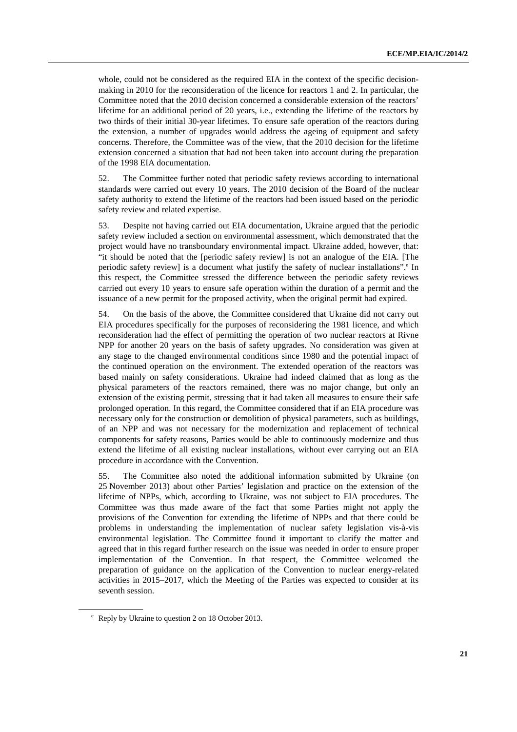whole, could not be considered as the required EIA in the context of the specific decision-making in 2010 for the reconsideration of the licence for reactors 1 and 2. In particular, the Committee noted that the 2010 decision concerned a considerable extension of the reactors' lifetime for an additional period of 20 years, i.e., extending the lifetime of the reactors by two thirds of their initial 30-year lifetimes. To ensure safe operation of the reactors during the extension, a number of upgrades would address the ageing of equipment and safety concerns. Therefore, the Committee was of the view, that the 2010 decision for the lifetime extension concerned a situation that had not been taken into account during the preparation of the 1998 EIA documentation.

52. The Committee further noted that periodic safety reviews according to international standards were carried out every 10 years. The 2010 decision of the Board of the nuclear safety authority to extend the lifetime of the reactors had been issued based on the periodic safety review and related expertise.

53. Despite not having carried out EIA documentation, Ukraine argued that the periodic safety review included a section on environmental assessment, which demonstrated that the project would have no transboundary environmental impact. Ukraine added, however, that: "it should be noted that the [periodic safety review] is not an analogue of the EIA. [The periodic safety review] is a document what justify the safety of nuclear installations".[e] In this respect, the Committee stressed the difference between the periodic safety reviews carried out every 10 years to ensure safe operation within the duration of a permit and the issuance of a new permit for the proposed activity, when the original permit had expired.

54. On the basis of the above, the Committee considered that Ukraine did not carry out EIA procedures specifically for the purposes of reconsidering the 1981 licence, and which reconsideration had the effect of permitting the operation of two nuclear reactors at Rivne NPP for another 20 years on the basis of safety upgrades. No consideration was given at any stage to the changed environmental conditions since 1980 and the potential impact of the continued operation on the environment. The extended operation of the reactors was based mainly on safety considerations. Ukraine had indeed claimed that as long as the physical parameters of the reactors remained, there was no major change, but only an extension of the existing permit, stressing that it had taken all measures to ensure their safe prolonged operation. In this regard, the Committee considered that if an EIA procedure was necessary only for the construction or demolition of physical parameters, such as buildings, of an NPP and was not necessary for the modernization and replacement of technical components for safety reasons, Parties would be able to continuously modernize and thus extend the lifetime of all existing nuclear installations, without ever carrying out an EIA procedure in accordance with the Convention.

55. The Committee also noted the additional information submitted by Ukraine (on 25 November 2013) about other Parties' legislation and practice on the extension of the lifetime of NPPs, which, according to Ukraine, was not subject to EIA procedures. The Committee was thus made aware of the fact that some Parties might not apply the provisions of the Convention for extending the lifetime of NPPs and that there could be problems in understanding the implementation of nuclear safety legislation vis-à-vis environmental legislation. The Committee found it important to clarify the matter and agreed that in this regard further research on the issue was needed in order to ensure proper implementation of the Convention. In that respect, the Committee welcomed the preparation of guidance on the application of the Convention to nuclear energy-related activities in 2015–2017, which the Meeting of the Parties was expected to consider at its seventh session.

[e] Reply by Ukraine to question 2 on 18 October 2013.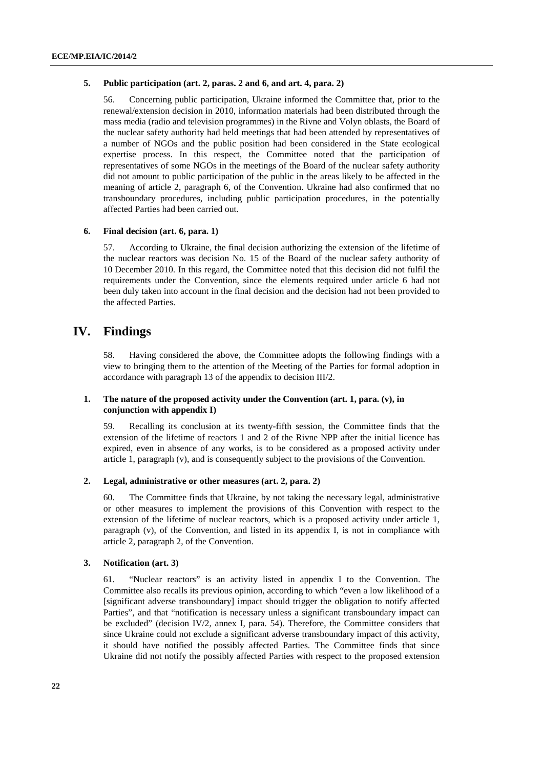### 5. Public participation (art. 2, paras. 2 and 6, and art. 4, para. 2)

56. Concerning public participation, Ukraine informed the Committee that, prior to the renewal/extension decision in 2010, information materials had been distributed through the mass media (radio and television programmes) in the Rivne and Volyn oblasts, the Board of the nuclear safety authority had held meetings that had been attended by representatives of a number of NGOs and the public position had been considered in the State ecological expertise process. In this respect, the Committee noted that the participation of representatives of some NGOs in the meetings of the Board of the nuclear safety authority did not amount to public participation of the public in the areas likely to be affected in the meaning of article 2, paragraph 6, of the Convention. Ukraine had also confirmed that no transboundary procedures, including public participation procedures, in the potentially affected Parties had been carried out.

### 6. Final decision (art. 6, para. 1)

57. According to Ukraine, the final decision authorizing the extension of the lifetime of the nuclear reactors was decision No. 15 of the Board of the nuclear safety authority of 10 December 2010. In this regard, the Committee noted that this decision did not fulfil the requirements under the Convention, since the elements required under article 6 had not been duly taken into account in the final decision and the decision had not been provided to the affected Parties.

## IV. Findings

58. Having considered the above, the Committee adopts the following findings with a view to bringing them to the attention of the Meeting of the Parties for formal adoption in accordance with paragraph 13 of the appendix to decision III/2.

### 1. The nature of the proposed activity under the Convention (art. 1, para. (v), in conjunction with appendix I)

59. Recalling its conclusion at its twenty-fifth session, the Committee finds that the extension of the lifetime of reactors 1 and 2 of the Rivne NPP after the initial licence has expired, even in absence of any works, is to be considered as a proposed activity under article 1, paragraph (v), and is consequently subject to the provisions of the Convention.

### 2. Legal, administrative or other measures (art. 2, para. 2)

60. The Committee finds that Ukraine, by not taking the necessary legal, administrative or other measures to implement the provisions of this Convention with respect to the extension of the lifetime of nuclear reactors, which is a proposed activity under article 1, paragraph (v), of the Convention, and listed in its appendix I, is not in compliance with article 2, paragraph 2, of the Convention.

### 3. Notification (art. 3)

61. "Nuclear reactors" is an activity listed in appendix I to the Convention. The Committee also recalls its previous opinion, according to which "even a low likelihood of a [significant adverse transboundary] impact should trigger the obligation to notify affected Parties", and that "notification is necessary unless a significant transboundary impact can be excluded" (decision IV/2, annex I, para. 54). Therefore, the Committee considers that since Ukraine could not exclude a significant adverse transboundary impact of this activity, it should have notified the possibly affected Parties. The Committee finds that since Ukraine did not notify the possibly affected Parties with respect to the proposed extension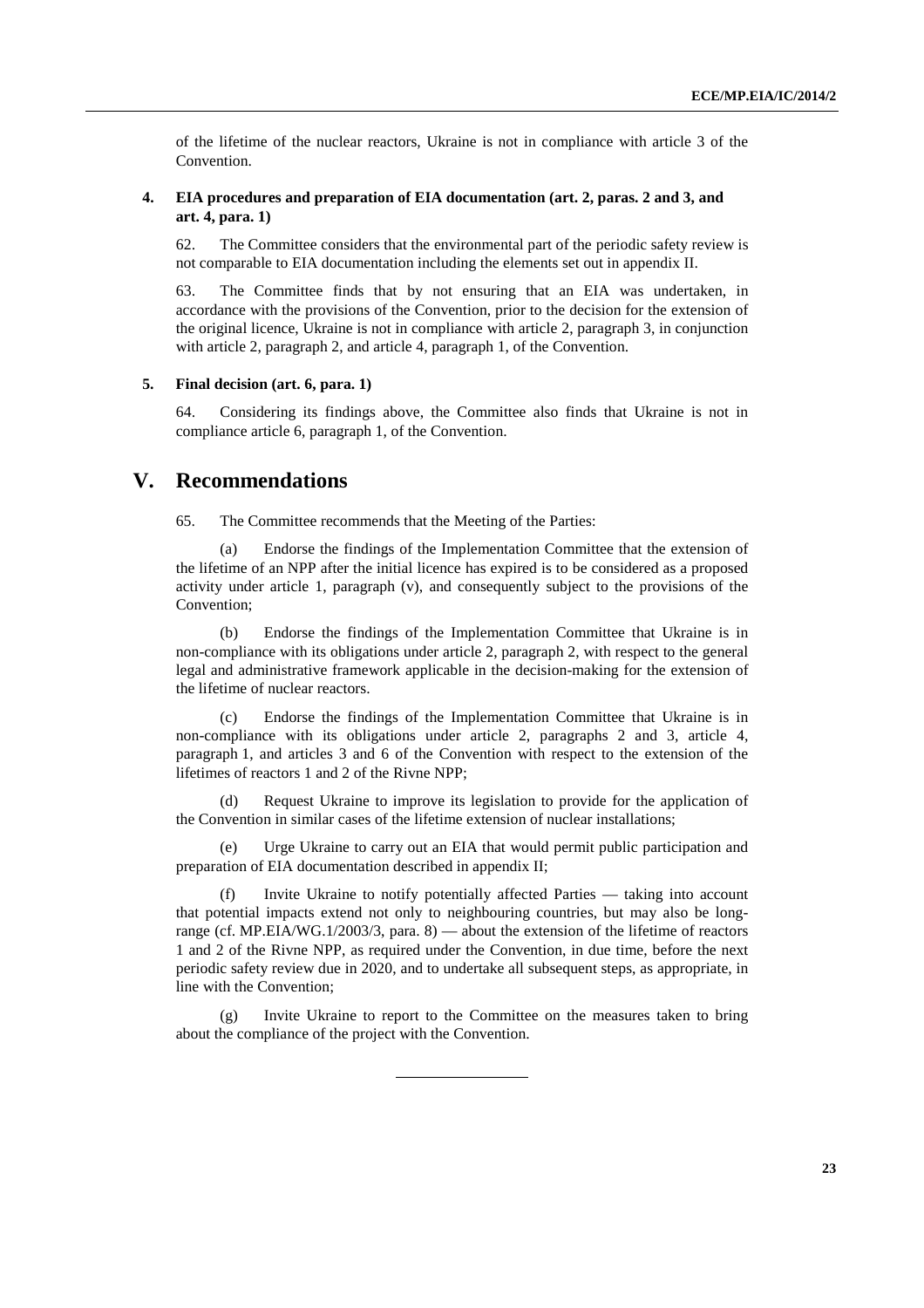of the lifetime of the nuclear reactors, Ukraine is not in compliance with article 3 of the Convention.

### 4. EIA procedures and preparation of EIA documentation (art. 2, paras. 2 and 3, and art. 4, para. 1)

62. The Committee considers that the environmental part of the periodic safety review is not comparable to EIA documentation including the elements set out in appendix II.

63. The Committee finds that by not ensuring that an EIA was undertaken, in accordance with the provisions of the Convention, prior to the decision for the extension of the original licence, Ukraine is not in compliance with article 2, paragraph 3, in conjunction with article 2, paragraph 2, and article 4, paragraph 1, of the Convention.

### 5. Final decision (art. 6, para. 1)

64. Considering its findings above, the Committee also finds that Ukraine is not in compliance article 6, paragraph 1, of the Convention.

## V. Recommendations

65. The Committee recommends that the Meeting of the Parties:

(a) Endorse the findings of the Implementation Committee that the extension of the lifetime of an NPP after the initial licence has expired is to be considered as a proposed activity under article 1, paragraph (v), and consequently subject to the provisions of the Convention;

(b) Endorse the findings of the Implementation Committee that Ukraine is in non-compliance with its obligations under article 2, paragraph 2, with respect to the general legal and administrative framework applicable in the decision-making for the extension of the lifetime of nuclear reactors.

(c) Endorse the findings of the Implementation Committee that Ukraine is in non-compliance with its obligations under article 2, paragraphs 2 and 3, article 4, paragraph 1, and articles 3 and 6 of the Convention with respect to the extension of the lifetimes of reactors 1 and 2 of the Rivne NPP;

(d) Request Ukraine to improve its legislation to provide for the application of the Convention in similar cases of the lifetime extension of nuclear installations;

(e) Urge Ukraine to carry out an EIA that would permit public participation and preparation of EIA documentation described in appendix II;

(f) Invite Ukraine to notify potentially affected Parties — taking into account that potential impacts extend not only to neighbouring countries, but may also be long-range (cf. MP.EIA/WG.1/2003/3, para. 8) — about the extension of the lifetime of reactors 1 and 2 of the Rivne NPP, as required under the Convention, in due time, before the next periodic safety review due in 2020, and to undertake all subsequent steps, as appropriate, in line with the Convention;

(g) Invite Ukraine to report to the Committee on the measures taken to bring about the compliance of the project with the Convention.